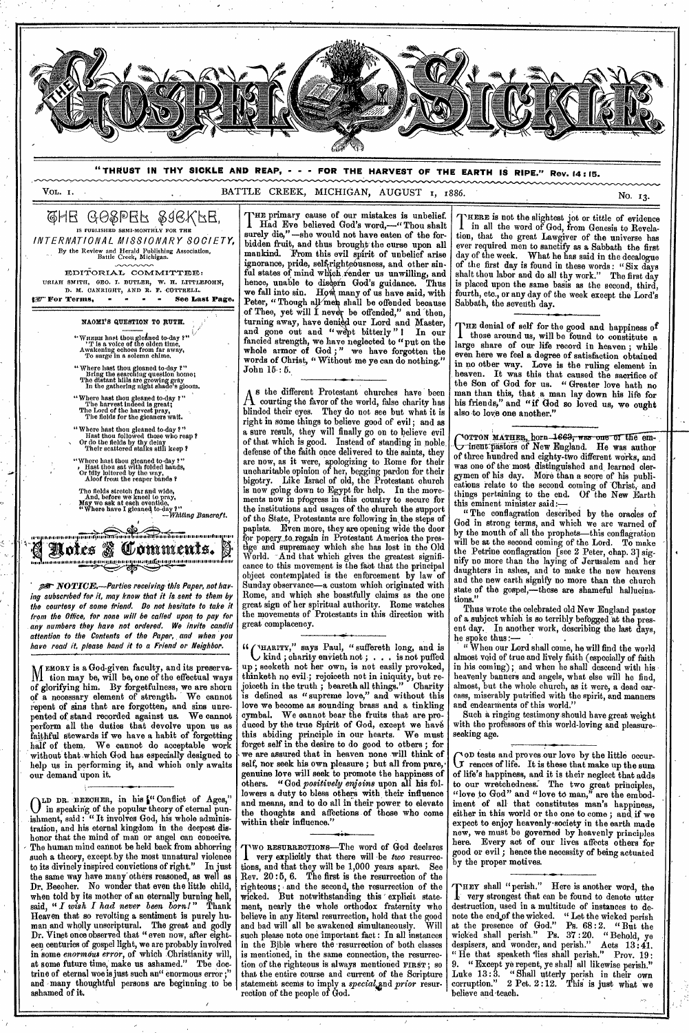# THE GOSPEL SICKLE

"THRUST IN THY SICKLE AND REAP, - - - FOR THE HARVEST OF THE EARTH IS RIPE." Rev. 14:15.

VOL. I. BATTLE CREEK, MICHIGAN, AUGUST 1, 1886. No. 13.

## THE GOSPEL SICKLE,

IS PUBLISHED SEMI-MONTHLY FOR THE

*INTERNATIONAL MISSIONARY SOCIETY,*

By the Review and Herald Publishing Association, Battle Creek, Michigan.

EDITORIAL COMMITTEE:

URIAH SMITH, GEO. I. BUTLER, W. H. LITTLEJOHN, D. M. CANRIGHT, AND R. F. COTTRELL.

**For Terms, - - - - See Last Page.**

### NAOMI'S QUESTION TO RUTH.

"WHERE hast thou gleaned to-day ?"
'T is a voice of the olden time,
Awakening echoes from far away,
To surge in a solemn chime.

"Where hast thou gleaned to-day ?"
Bring the searching question home;
The distant hills are growing gray
In the gathering night shade's gloom.

"Where hast thou gleaned to-day ?"
The harvest indeed is great;
The Lord of the harvest pray,
The fields for the gleaners wait.

"Where hast thou gleaned to-day ?"
Hast thou followed those who reap ?
Or do the fields by thy delay
Their scattered stalks still keep ?

"Where hast thou gleaned to-day ?"
Hast thou sat with folded hands,
Or idly loitered by the way,
Aloof from the reaper bands ?

The fields stretch far and wide,
And, before we kneel to pray,
May we ask at each eventide,
"Where have I gleaned to-day ?"

—*Whiting Bancroft.*

## Notes & Comments.

***NOTICE.—Parties receiving this Paper, not having subscribed for it, may know that it is sent to them by the courtesy of some friend. Do not hesitate to take it from the Office, for none will be called upon to pay for any numbers they have not ordered. We invite candid attention to the Contents of the Paper, and when you have read it, please hand it to a Friend or Neighbor.***

MEMORY is a God-given faculty, and its preservation may be, will be, one of the effectual ways of glorifying him. By forgetfulness, we are shorn of a necessary element of strength. We cannot repent of sins that are forgotten, and sins unrepented of stand recorded against us. We cannot perform all the duties that devolve upon us as faithful stewards if we have a habit of forgetting half of them. We cannot do acceptable work without that which God has especially designed to help us in performing it, and which only awaits our demand upon it.

OLD DR. BEECHER, in his "Conflict of Ages," in speaking of the popular theory of eternal punishment, said: "It involves God, his whole administration, and his eternal kingdom in the deepest distraction, and the mind of man or angel can conceive. The human mind cannot be held back from abhorring such a theory, except by the most unnatural violence to its divinely inspired convictions of right." In just the same way have many others reasoned, as well as Dr. Beecher. No wonder that even the little child, when told by its mother of an eternally burning hell, said, "*I wish I had never been born!*" Thank Heaven that so revolting a sentiment is purely human and wholly unscriptural. The great and godly Dr. Vinet once observed that "even now, after eighteen centuries of gospel light, we are probably involved in some *enormous error*, of which Christianity will, at some future time, make us ashamed." The doctrine of eternal woe is just such an "enormous error;" and many thoughtful persons are beginning to be ashamed of it.

THE primary cause of our mistakes is unbelief. Had Eve believed God's word,—"Thou shalt surely die,"—she would not have eaten of the forbidden fruit, and thus brought the curse upon all mankind. From this evil spirit of unbelief arise ignorance, pride, self-righteousness, and other sinful states of mind which render us unwilling, and hence, unable to discern God's guidance. Thus we fall into sin. How many of us have said, with Peter, "Though all men shall be offended because of Thee, yet will I never be offended," and then, turning away, have denied our Lord and Master, and gone out and "wept bitterly"! In our fancied strength, we have neglected to "put on the whole armor of God;" we have forgotten the words of Christ, "Without me ye can do nothing." John 15:5.

AS the different Protestant churches have been courting the favor of the world, false charity has blinded their eyes. They do not see but what it is right in some things to believe good of evil; and as a sure result, they will finally go on to believe evil of that which is good. Instead of standing in noble defense of the faith once delivered to the saints, they are now, as it were, apologizing to Rome for their uncharitable opinion of her, begging pardon for their bigotry. Like Israel of old, the Protestant church is now going down to Egypt for help. In the movements now in progress in this country to secure for the institutions and usages of the church the support of the State, Protestants are following in the steps of papists. Even more, they are opening wide the door for popery to regain in Protestant America the prestige and supremacy which she has lost in the Old World. And that which gives the greatest significance to this movement is the fact that the principal object contemplated is the enforcement by law of Sunday observance—a custom which originated with Rome, and which she boastfully claims as the one great sign of her spiritual authority. Rome watches the movements of Protestants in this direction with great complacency.

"CHARITY," says Paul, "suffereth long, and is kind; charity envieth not; . . . is not puffed up; seeketh not her own, is not easily provoked, thinketh no evil; rejoiceth not in iniquity, but rejoiceth in the truth; beareth all things." Charity is defined as "supreme love," and without this love we become as sounding brass and a tinkling cymbal. We cannot bear the fruits that are produced by the true Spirit of God, except we have this abiding principle in our hearts. We must forget self in the desire to do good to others; for we are assured that in heaven none will think of self, nor seek his own pleasure; but all from pure, genuine love will seek to promote the happiness of others. "God *positively enjoins* upon all his followers a duty to bless others with their influence and means, and to do all in their power to elevate the thoughts and affections of those who come within their influence."

TWO RESURRECTIONS.—The word of God declares very explicitly that there will be *two* resurrections, and that they will be 1,000 years apart. See Rev. 20:5, 6. The first is the resurrection of the righteous; and the second, the resurrection of the wicked. But notwithstanding this explicit statement, nearly the whole orthodox fraternity who believe in any literal resurrection, hold that the good and bad will all be awakened simultaneously. Will such please note one important fact: In all instances in the Bible where the resurrection of both classes is mentioned, in the same connection, the resurrection of the righteous is always mentioned FIRST; so that the entire course and current of the Scripture statement seems to imply a *special* and *prior* resurrection of the people of God.

THERE is not the slightest jot or tittle of evidence in all the word of God, from Genesis to Revelation, that the great Lawgiver of the universe has ever required men to sanctify as a Sabbath the first day of the week. What he has said in the decalogue of the first day is found in these words: "Six days shalt thou labor and do all thy work." The first day is placed upon the same basis as the second, third, fourth, etc., or any day of the week except the Lord's Sabbath, the seventh day.

THE denial of self for the good and happiness of those around us, will be found to constitute a large share of our life record in heaven; while even here we feel a degree of satisfaction obtained in no other way. Love is the ruling element in heaven. It was this that caused the sacrifice of the Son of God for us. "Greater love hath no man than this, that a man lay down his life for his friends," and "if God so loved us, we ought also to love one another."

COTTON MATHER, born 1663, was one of the eminent pastors of New England. He was author of three hundred and eighty-two different works, and was one of the most distinguished and learned clergymen of his day. More than a score of his publications relate to the second coming of Christ, and things pertaining to the end. Of the New Earth this eminent minister said:—

"The conflagration described by the oracles of God in strong terms, and which we are warned of by the mouth of all the prophets—this conflagration will be at the second coming of the Lord. To make the Petrine conflagration [see 2 Peter, chap. 3] signify no more than the laying of Jerusalem and her daughters in ashes, and to make the new heavens and the new earth signify no more than the church state of the gospel,—these are shameful hallucinations."

Thus wrote the celebrated old New England pastor of a subject which is so terribly befogged at the present day. In another work, describing the last days, he spoke thus:—

"When our Lord shall come, he will find the world almost void of true and lively faith (especially of faith in his coming); and when he shall descend with his heavenly banners and angels, what else will he find, almost, but the whole church, as it were, a dead carcass, miserably putrified with the spirit, and manners and endearments of this world."

Such a ringing testimony should have great weight with the professors of this world-loving and pleasure-seeking age.

GOD tests and proves our love by the little occurrences of life. It is these that make up the sum of life's happiness, and it is their neglect that adds to our wretchedness. The two great principles, "love to God" and "love to man," are the embodiment of all that constitutes man's happiness, either in this world or the one to come; and if we expect to enjoy heavenly society in the earth made new, we must be governed by heavenly principles here. Every act of our lives affects others for good or evil; hence the necessity of being actuated by the proper motives.

THEY shall "perish." Here is another word, the very strongest that can be found to denote utter destruction, used in a multitude of instances to denote the end of the wicked. "Let the wicked perish at the presence of God." Ps. 68:2. "But the wicked shall perish." Ps. 37:20. "Behold, ye despisers, and wonder, and perish." Acts 13:41. "He that speaketh lies shall perish." Prov. 19:9. "Except ye repent, ye shall all likewise perish." Luke 13:3. "Shall utterly perish in their own corruption." 2 Pet. 2:12. This is just what we believe and teach.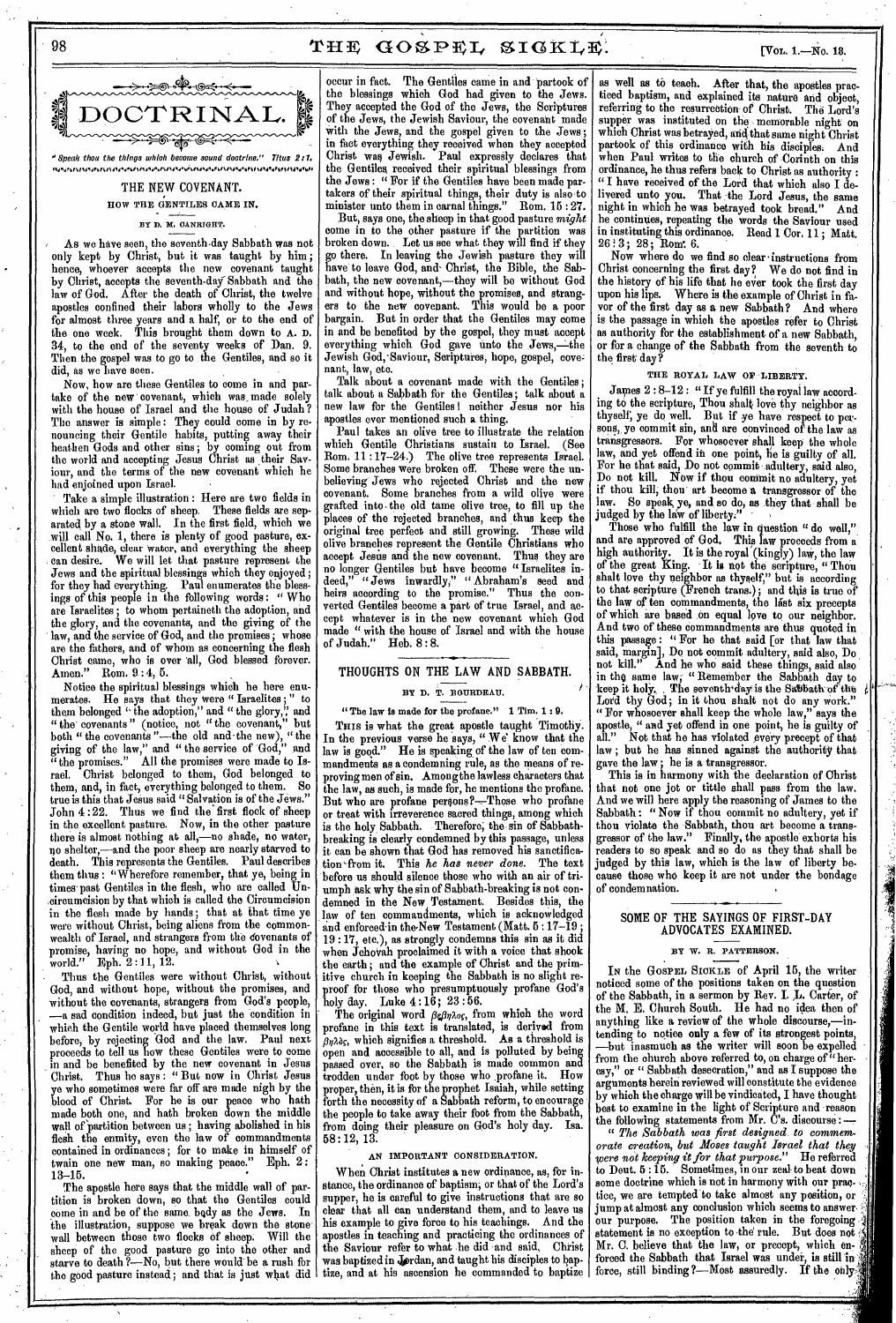# DOCTRINAL.

*"Speak thou the things which become sound doctrine." Titus 2:1.*

## THE NEW COVENANT.

### HOW THE GENTILES CAME IN.

BY D. M. CANRIGHT.

As we have seen, the seventh-day Sabbath was not only kept by Christ, but it was taught by him; hence, whoever accepts the new covenant taught by Christ, accepts the seventh-day Sabbath and the law of God. After the death of Christ, the twelve apostles confined their labors wholly to the Jews for almost three years and a half, or to the end of the one week. This brought them down to A. D. 34, to the end of the seventy weeks of Dan. 9. Then the gospel was to go to the Gentiles, and so it did, as we have seen.

Now, how are these Gentiles to come in and partake of the new covenant, which was made solely with the house of Israel and the house of Judah? The answer is simple: They could come in by renouncing their Gentile habits, putting away their heathen Gods and other sins; by coming out from the world and accepting Jesus Christ as their Saviour, and the terms of the new covenant which he had enjoined upon Israel.

Take a simple illustration: Here are two fields in which are two flocks of sheep. These fields are separated by a stone wall. In the first field, which we will call No. 1, there is plenty of good pasture, excellent shade, clear water, and everything the sheep can desire. We will let that pasture represent the Jews and the spiritual blessings which they enjoyed; for they had everything. Paul enumerates the blessings of this people in the following words: "Who are Israelites; to whom pertaineth the adoption, and the glory, and the covenants, and the giving of the law, and the service of God, and the promises; whose are the fathers, and of whom as concerning the flesh Christ came, who is over all, God blessed forever. Amen." Rom. 9:4, 5.

Notice the spiritual blessings which he here enumerates. He says that they were "Israelites;" to them belonged "the adoption," and "the glory," and "the covenants" (notice, not "the covenant," but both "the covenants"—the old and the new), "the giving of the law," and "the service of God," and "the promises." All the promises were made to Israel. Christ belonged to them, God belonged to them, and, in fact, everything belonged to them. So true is this that Jesus said "Salvation is of the Jews." John 4:22. Thus we find the first flock of sheep in the excellent pasture. Now, in the other pasture there is almost nothing at all,—no shade, no water, no shelter,—and the poor sheep are nearly starved to death. This represents the Gentiles. Paul describes them thus: "Wherefore remember, that ye, being in times past Gentiles in the flesh, who are called Uncircumcision by that which is called the Circumcision in the flesh made by hands; that at that time ye were without Christ, being aliens from the commonwealth of Israel, and strangers from the covenants of promise, having no hope, and without God in the world." Eph. 2:11, 12.

Thus the Gentiles were without Christ, without God, and without hope, without the promises, and without the covenants, strangers from God's people, —a sad condition indeed, but just the condition in which the Gentile world have placed themselves long before, by rejecting God and the law. Paul next proceeds to tell us how these Gentiles were to come in and be benefited by the new covenant in Jesus Christ. Thus he says: "But now in Christ Jesus ye who sometimes were far off are made nigh by the blood of Christ. For he is our peace who hath made both one, and hath broken down the middle wall of partition between us; having abolished in his flesh the enmity, even the law of commandments contained in ordinances; for to make in himself of twain one new man, so making peace." Eph. 2:13–15.

The apostle here says that the middle wall of partition is broken down, so that the Gentiles could come in and be of the same body as the Jews. In the illustration, suppose we break down the stone wall between those two flocks of sheep. Will the sheep of the good pasture go into the other and starve to death?—No, but there would be a rush for the good pasture instead; and that is just what did occur in fact. The Gentiles came in and partook of the blessings which God had given to the Jews. They accepted the God of the Jews, the Scriptures of the Jews, the Jewish Saviour, the covenant made with the Jews, and the gospel given to the Jews; in fact everything they received when they accepted Christ was Jewish. Paul expressly declares that the Gentiles received their spiritual blessings from the Jews: "For if the Gentiles have been made partakers of their spiritual things, their duty is also to minister unto them in carnal things." Rom. 15:27.

But, says one, the sheep in that good pasture *might* come in to the other pasture if the partition was broken down. Let us see what they will find if they go there. In leaving the Jewish pasture they will have to leave God, and Christ, the Bible, the Sabbath, the new covenant,—they will be without God and without hope, without the promises, and strangers to the new covenant. This would be a poor bargain. But in order that the Gentiles may come in and be benefited by the gospel, they must accept everything which God gave unto the Jews,—the Jewish God, Saviour, Scriptures, hope, gospel, covenant, law, etc.

Talk about a covenant made with the Gentiles; talk about a Sabbath for the Gentiles; talk about a new law for the Gentiles! neither Jesus nor his apostles ever mentioned such a thing.

Paul takes an olive tree to illustrate the relation which Gentile Christians sustain to Israel. (See Rom. 11:17–24.) The olive tree represents Israel. Some branches were broken off. These were the unbelieving Jews who rejected Christ and the new covenant. Some branches from a wild olive were grafted into the old tame olive tree, to fill up the places of the rejected branches, and thus keep the original tree perfect and still growing. These wild olive branches represent the Gentile Christians who accept Jesus and the new covenant. Thus they are no longer Gentiles but have become "Israelites indeed," "Jews inwardly," "Abraham's seed and heirs according to the promise." Thus the converted Gentiles become a part of true Israel, and accept whatever is in the new covenant which God made "with the house of Israel and with the house of Judah." Heb. 8:8.

## THOUGHTS ON THE LAW AND SABBATH.

BY D. T. BOURDEAU.

"The law is made for the profane." 1 Tim. 1:9.

This is what the great apostle taught Timothy. In the previous verse he says, "We know that the law is good." He is speaking of the law of ten commandments as a condemning rule, as the means of reproving men of sin. Among the lawless characters that the law, as such, is made for, he mentions the profane. But who are profane persons?—Those who profane or treat with irreverence sacred things, among which is the holy Sabbath. Therefore, the sin of Sabbath-breaking is clearly condemned by this passage, unless it can be shown that God has removed his sanctification from it. This *he has never done.* The text before us should silence those who with an air of triumph ask why the sin of Sabbath-breaking is not condemned in the New Testament. Besides this, the law of ten commandments, which is acknowledged and enforced in the New Testament (Matt. 5:17–19; 19:17, etc.), as strongly condemns this sin as it did when Jehovah proclaimed it with a voice that shook the earth; and the example of Christ and the primitive church in keeping the Sabbath is no slight reproof for those who presumptuously profane God's holy day. Luke 4:16; 23:56.

The original word βέβηλος, from which the word profane in this text is translated, is derived from βηλός, which signifies a threshold. As a threshold is open and accessible to all, and is polluted by being passed over, so the Sabbath is made common and trodden under foot by those who profane it. How proper, then, it is for the prophet Isaiah, while setting forth the necessity of a Sabbath reform, to encourage the people to take away their foot from the Sabbath, from doing their pleasure on God's holy day. Isa. 58:12, 13.

### AN IMPORTANT CONSIDERATION.

When Christ institutes a new ordinance, as, for instance, the ordinance of baptism, or that of the Lord's supper, he is careful to give instructions that are so clear that all can understand them, and to leave us his example to give force to his teachings. And the apostles in teaching and practicing the ordinances of the Saviour refer to what he did and said. Christ was baptized in Jordan, and taught his disciples to baptize, and at his ascension he commanded to baptize as well as to teach. After that, the apostles practiced baptism, and explained its nature and object, referring to the resurrection of Christ. The Lord's supper was instituted on the memorable night on which Christ was betrayed, and that same night Christ partook of this ordinance with his disciples. And when Paul writes to the church of Corinth on this ordinance, he thus refers back to Christ as authority: "I have received of the Lord that which also I delivered unto you. That the Lord Jesus, the same night in which he was betrayed took bread." And he continues, repeating the words the Saviour used in instituting this ordinance. Read 1 Cor. 11; Matt. 26:3; 28; Rom. 6.

Now where do we find so clear instructions from Christ concerning the first day? We do not find in the history of his life that he ever took the first day upon his lips. Where is the example of Christ in favor of the first day as a new Sabbath? And where is the passage in which the apostles refer to Christ as authority for the establishment of a new Sabbath, or for a change of the Sabbath from the seventh to the first day?

### THE ROYAL LAW OF LIBERTY.

James 2:8–12: "If ye fulfill the royal law according to the scripture, Thou shalt love thy neighbor as thyself, ye do well. But if ye have respect to persons, ye commit sin, and are convinced of the law as transgressors. For whosoever shall keep the whole law, and yet offend in one point, he is guilty of all. For he that said, Do not commit adultery, said also, Do not kill. Now if thou commit no adultery, yet if thou kill, thou art become a transgressor of the law. So speak ye, and so do, as they that shall be judged by the law of liberty."

Those who fulfill the law in question "do well," and are approved of God. This law proceeds from a high authority. It is the royal (kingly) law, the law of the great King. It is not the scripture, "Thou shalt love thy neighbor as thyself," but is according to that scripture (French trans.); and this is true of the law of ten commandments, the last six precepts of which are based on equal love to our neighbor. And two of these commandments are thus quoted in this passage: "For he that said [or that law that said, margin], Do not commit adultery, said also, Do not kill." And he who said these things, said also in the same law, "Remember the Sabbath day to keep it holy. . . The seventh day is the Sabbath of the Lord thy God; in it thou shalt not do any work." "For whosoever shall keep the whole law," says the apostle, "and yet offend in one point, he is guilty of all." Not that he has violated every precept of that law; but he has sinned against the authority that gave the law; he is a transgressor.

This is in harmony with the declaration of Christ that not one jot or tittle shall pass from the law. And we will here apply the reasoning of James to the Sabbath: "Now if thou commit no adultery, yet if thou violate the Sabbath, thou art become a transgressor of the law." Finally, the apostle exhorts his readers to so speak and so do as they that shall be judged by this law, which is the law of liberty because those who keep it are not under the bondage of condemnation.

## SOME OF THE SAYINGS OF FIRST-DAY ADVOCATES EXAMINED.

BY W. R. PATTERSON.

In the Gospel Sickle of April 15, the writer noticed some of the positions taken on the question of the Sabbath, in a sermon by Rev. I. L. Carter, of the M. E. Church South. He had no idea then of anything like a review of the whole discourse,—intending to notice only a few of its strongest points, —but inasmuch as the writer will soon be expelled from the church above referred to, on charge of "heresy," or "Sabbath desecration," and as I suppose the arguments herein reviewed will constitute the evidence by which the charge will be vindicated, I have thought best to examine in the light of Scripture and reason the following statements from Mr. C.'s discourse:—

"*The Sabbath was first designed to commemorate creation, but Moses taught Israel that they were not keeping it for that purpose.*" He referred to Deut. 5:15. Sometimes, in our zeal to beat down some doctrine which is not in harmony with our practice, we are tempted to take almost any position, or jump at almost any conclusion which seems to answer our purpose. The position taken in the foregoing statement is no exception to the rule. But does not Mr. C. believe that the law, or precept, which enforced the Sabbath that Israel was under, is still in force, still binding?—Most assuredly. If the only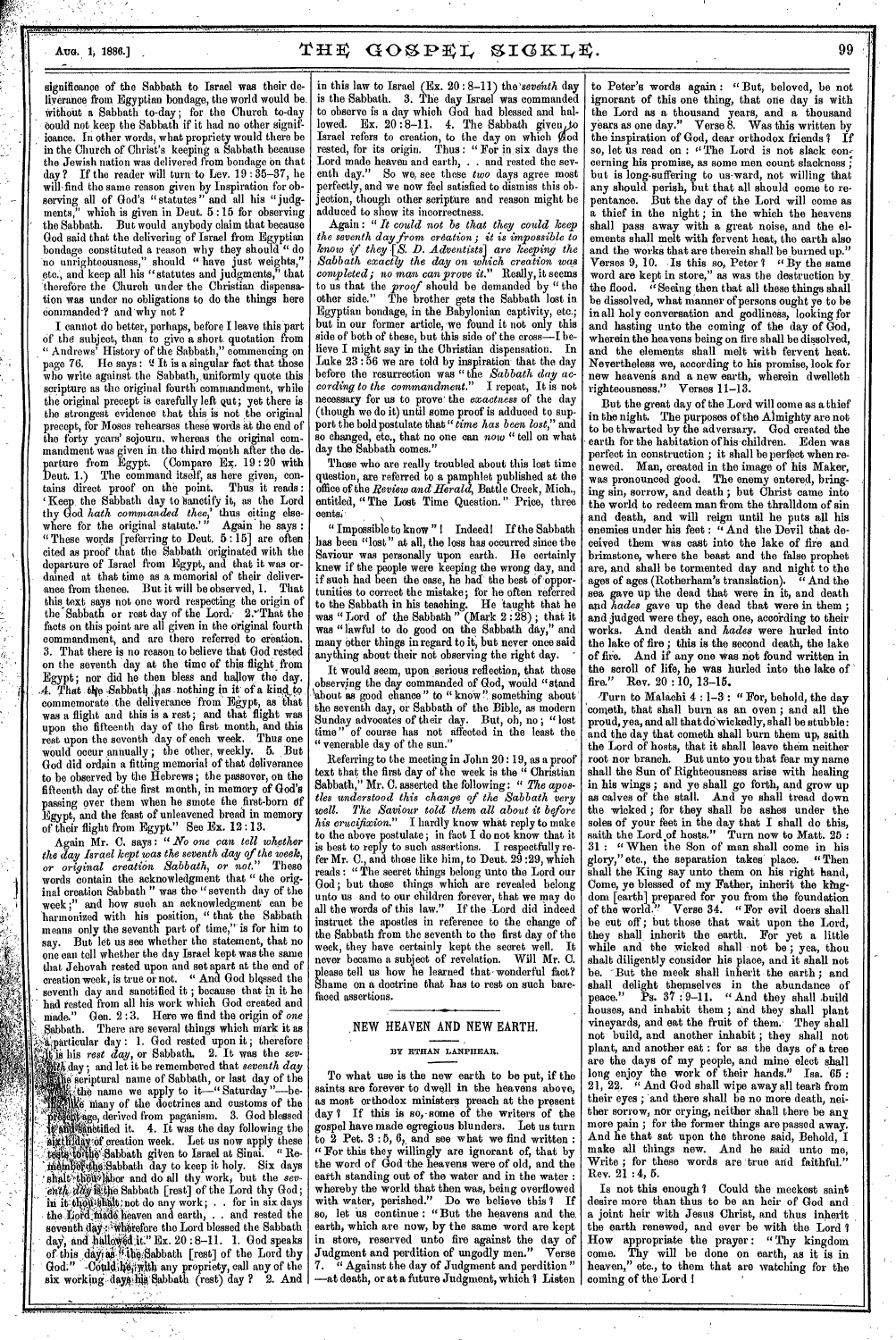significance of the Sabbath to Israel was their deliverance from Egyptian bondage, the world would be without a Sabbath to-day; for the Church to-day could not keep the Sabbath if it had no other significance. In other words, what propriety would there be in the Church of Christ's keeping a Sabbath because the Jewish nation was delivered from bondage on that day? If the reader will turn to Lev. 19:35-37, he will find the same reason given by Inspiration for observing all of God's "statutes" and all his "judgments," which is given in Deut. 5:15 for observing the Sabbath. But would anybody claim that because God said that the delivering of Israel from Egyptian bondage constituted a reason why they should "do no unrighteousness," should "have just weights," etc., and keep all his "statutes and judgments," that therefore the Church under the Christian dispensation was under no obligations to do the things here commanded? and why not?

I cannot do better, perhaps, before I leave this part of the subject, than to give a short quotation from "Andrews' History of the Sabbath," commencing on page 76. He says: "It is a singular fact that those who write against the Sabbath, uniformly quote this scripture as the original fourth commandment, while the original precept is carefully left out; yet there is the strongest evidence that this is not the original precept, for Moses rehearses these words at the end of the forty years' sojourn, whereas the original commandment was given in the third month after the departure from Egypt. (Compare Ex. 19:20 with Deut. 1.) The command itself, as here given, contains direct proof on the point. Thus it reads: 'Keep the Sabbath day to sanctify it, as the Lord thy God *hath commanded thee*,' thus citing elsewhere for the original statute.'" Again he says: "These words [referring to Deut. 5:15] are often cited as proof that the Sabbath originated with the departure of Israel from Egypt, and that it was ordained at that time as a memorial of their deliverance from thence. But it will be observed, 1. That this text says not one word respecting the origin of the Sabbath or rest day of the Lord. 2. That the facts on this point are all given in the original fourth commandment, and are there referred to creation. 3. That there is no reason to believe that God rested on the seventh day at the time of this flight from Egypt; nor did he then bless and hallow the day. 4. That the Sabbath has nothing in it of a kind to commemorate the deliverance from Egypt, as that was a flight and this is a rest; and that flight was upon the fifteenth day of the first month, and this rest upon the seventh day of each week. Thus one would occur annually; the other, weekly. 5. But God did ordain a fitting memorial of that deliverance to be observed by the Hebrews; the passover, on the fifteenth day of the first month, in memory of God's passing over them when he smote the first-born of Egypt, and the feast of unleavened bread in memory of their flight from Egypt." See Ex. 12:13.

Again Mr. C. says: "*No one can tell whether the day Israel kept was the seventh day of the week, or original creation Sabbath, or not.*" These words contain the acknowledgment that "the original creation Sabbath" was the "seventh day of the week;" and how such an acknowledgment can be harmonized with his position, "that the Sabbath means only the seventh part of time," is for him to say. But let us see whether the statement, that no one can tell whether the day Israel kept was the same that Jehovah rested upon and set apart at the end of creation week, is true or not. "And God blessed the seventh day and sanctified it; because that in it he had rested from all his work which God created and made." Gen. 2:3. Here we find the origin of *one* Sabbath. There are several things which mark it as a particular day: 1. God rested upon it; therefore it is his *rest day*, or Sabbath. 2. It was the *seventh* day; and let it be remembered that *seventh day* is the scriptural name of Sabbath, or last day of the week, the name we apply to it—"Saturday"—being, like many of the doctrines and customs of the present age, derived from paganism. 3. God blessed it and sanctified it. 4. It was the day following the sixth day of creation week. Let us now apply these tests to the Sabbath given to Israel at Sinai. "Remember the Sabbath day to keep it holy. Six days shalt thou labor and do all thy work; but the *seventh day* is the Sabbath [rest] of the Lord thy God; in it thou shalt not do any work; . . for in six days the Lord made heaven and earth, . . and rested the seventh day: wherefore the Lord blessed the Sabbath day, and hallowed it." Ex. 20:8-11. 1. God speaks of this day as "the Sabbath [rest] of the Lord thy God." Could he, with any propriety, call any of the six working days his Sabbath (rest) day? 2. And in this law to Israel (Ex. 20:8-11) the *seventh* day is the Sabbath. 3. The day Israel was commanded to observe is a day which God had blessed and hallowed. Ex. 20:8-11. 4. The Sabbath given to Israel refers to creation, to the day on which God rested, for its origin. Thus: "For in six days the Lord made heaven and earth, . . and rested the seventh day." So we see these *two* days agree most perfectly, and we now feel satisfied to dismiss this objection, though other scripture and reason might be adduced to show its incorrectness.

Again: "*It could not be that they could keep the seventh day from creation; it is impossible to know if they [S. D. Adventists] are keeping the Sabbath exactly the day on which creation was completed; no man can prove it.*" Really, it seems to us that the *proof* should be demanded by "the other side." The brother gets the Sabbath lost in Egyptian bondage, in the Babylonian captivity, etc.; but in our former article, we found it not only this side of both of these, but this side of the cross—I believe I might say in the Christian dispensation. In Luke 23:56 we are told by inspiration that the day before the resurrection was "the *Sabbath day according to the commandment.*" I repeat, It is not necessary for us to prove the *exactness* of the day (though we do it) until some proof is adduced to support the bold postulate that "*time has been lost*," and so changed, etc., that no one can *now* "tell on what day the Sabbath comes."

Those who are really troubled about this lost time question, are referred to a pamphlet published at the office of the *Review and Herald*, Battle Creek, Mich., entitled, "The Lost Time Question." Price, three cents.

"Impossible to know"! Indeed! If the Sabbath has been "lost" at all, the loss has occurred since the Saviour was personally upon earth. He certainly knew if the people were keeping the wrong day, and if such had been the case, he had the best of opportunities to correct the mistake; for he often referred to the Sabbath in his teaching. He taught that he was "Lord of the Sabbath" (Mark 2:28); that it was "lawful to do good on the Sabbath day," and many other things in regard to it, but never once said anything about their not observing the right day.

It would seem, upon serious reflection, that those observing the day commanded of God, would "stand about as good chance" to "know" something about the seventh day, or Sabbath of the Bible, as modern Sunday advocates of their day. But, oh, no; "lost time" of course has not affected in the least the "venerable day of the sun."

Referring to the meeting in John 20:19, as a proof text that the first day of the week is the "Christian Sabbath," Mr. C. asserted the following: "*The apostles understood this change of the Sabbath very well. The Saviour told them all about it before his crucifixion.*" I hardly know what reply to make to the above postulate; in fact I do not know that it is best to reply to such assertions. I respectfully refer Mr. C., and those like him, to Deut. 29:29, which reads: "The secret things belong unto the Lord our God; but those things which are revealed belong unto us and to our children forever, that we may do all the words of this law." If the Lord did indeed instruct the apostles in reference to the change of the Sabbath from the seventh to the first day of the week, they have certainly kept the secret well. It never became a subject of revelation. Will Mr. C. please tell us how he learned that wonderful fact? Shame on a doctrine that has to rest on such barefaced assertions.

## NEW HEAVEN AND NEW EARTH.

BY ETHAN LANPHEAR.

To what use is the new earth to be put, if the saints are forever to dwell in the heavens above, as most orthodox ministers preach at the present day? If this is so, some of the writers of the gospel have made egregious blunders. Let us turn to 2 Pet. 3:5, 6, and see what we find written: "For this they willingly are ignorant of, that by the word of God the heavens were of old, and the earth standing out of the water and in the water: whereby the world that then was, being overflowed with water, perished." Do we believe this? If so, let us continue: "But the heavens and the earth, which are now, by the same word are kept in store, reserved unto fire against the day of Judgment and perdition of ungodly men." Verse 7. "Against the day of Judgment and perdition"—at death, or at a future Judgment, which? Listen to Peter's words again: "But, beloved, be not ignorant of this one thing, that one day is with the Lord as a thousand years, and a thousand years as one day." Verse 8. Was this written by the inspiration of God, dear orthodox friends? If so, let us read on: "The Lord is not slack concerning his promise, as some men count slackness; but is long-suffering to us-ward, not willing that any should perish, but that all should come to repentance. But the day of the Lord will come as a thief in the night; in the which the heavens shall pass away with a great noise, and the elements shall melt with fervent heat, the earth also and the works that are therein shall be burned up." Verses 9, 10. Is this so, Peter? "By the same word are kept in store," as was the destruction by the flood. "Seeing then that all these things shall be dissolved, what manner of persons ought ye to be in all holy conversation and godliness, looking for and hasting unto the coming of the day of God, wherein the heavens being on fire shall be dissolved, and the elements shall melt with fervent heat. Nevertheless we, according to his promise, look for new heavens and a new earth, wherein dwelleth righteousness." Verses 11-13.

But the great day of the Lord will come as a thief in the night. The purposes of the Almighty are not to be thwarted by the adversary. God created the earth for the habitation of his children. Eden was perfect in construction; it shall be perfect when renewed. Man, created in the image of his Maker, was pronounced good. The enemy entered, bringing sin, sorrow, and death; but Christ came into the world to redeem man from the thralldom of sin and death, and will reign until he puts all his enemies under his feet: "And the Devil that deceived them was cast into the lake of fire and brimstone, where the beast and the false prophet are, and shall be tormented day and night to the ages of ages (Rotherham's translation). "And the sea gave up the dead that were in it, and death and *hades* gave up the dead that were in them; and judged were they, each one, according to their works. And death and *hades* were hurled into the lake of fire; this is the second death, the lake of fire. And if any one was not found written in the scroll of life, he was hurled into the lake of fire." Rev. 20:10, 13-15.

Turn to Malachi 4:1-3: "For, behold, the day cometh, that shall burn as an oven; and all the proud, yea, and all that do wickedly, shall be stubble: and the day that cometh shall burn them up, saith the Lord of hosts, that it shall leave them neither root nor branch. But unto you that fear my name shall the Sun of Righteousness arise with healing in his wings; and ye shall go forth, and grow up as calves of the stall. And ye shall tread down the wicked; for they shall be ashes under the soles of your feet in the day that I shall do this, saith the Lord of hosts." Turn now to Matt. 25:31: "When the Son of man shall come in his glory," etc., the separation takes place. "Then shall the King say unto them on his right hand, Come, ye blessed of my Father, inherit the kingdom [earth] prepared for you from the foundation of the world." Verse 34. "For evil doers shall be cut off; but those that wait upon the Lord, they shall inherit the earth. For yet a little while and the wicked shall not be; yea, thou shalt diligently consider his place, and it shall not be. But the meek shall inherit the earth; and shall delight themselves in the abundance of peace." Ps. 37:9-11. "And they shall build houses, and inhabit them; and they shall plant vineyards, and eat the fruit of them. They shall not build, and another inhabit; they shall not plant, and another eat: for as the days of a tree are the days of my people, and mine elect shall long enjoy the work of their hands." Isa. 65:21, 22. "And God shall wipe away all tears from their eyes; and there shall be no more death, neither sorrow, nor crying, neither shall there be any more pain; for the former things are passed away. And he that sat upon the throne said, Behold, I make all things new. And he said unto me, Write; for these words are true and faithful." Rev. 21:4, 5.

Is not this enough? Could the meekest saint desire more than thus to be an heir of God and a joint heir with Jesus Christ, and thus inherit the earth renewed, and ever be with the Lord? How appropriate the prayer: "Thy kingdom come. Thy will be done on earth, as it is in heaven," etc., to them that are watching for the coming of the Lord!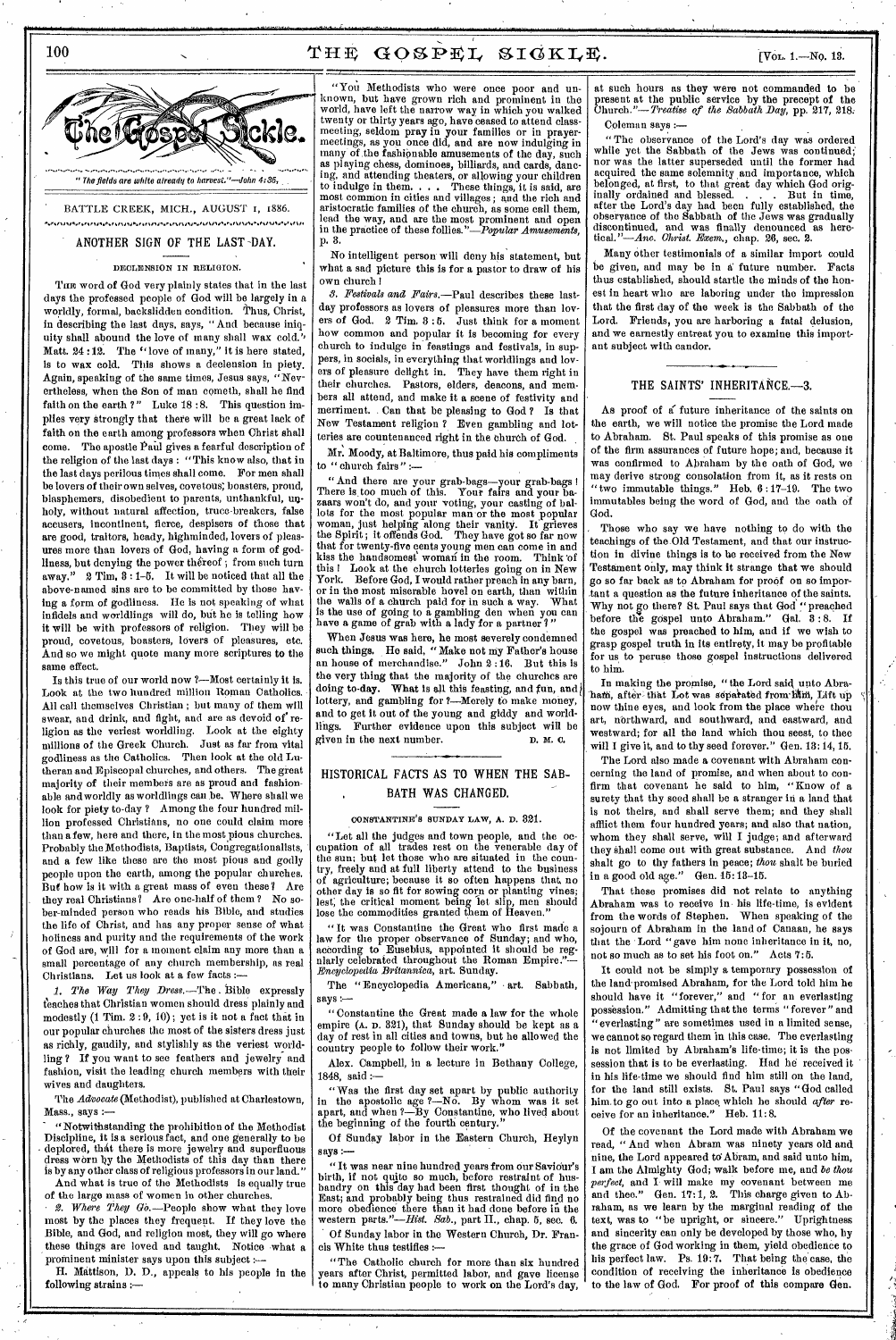The Gospel Sickle.

*"The fields are white already to harvest."—John 4:35.*

BATTLE CREEK, MICH., AUGUST 1, 1886.

## ANOTHER SIGN OF THE LAST DAY.

### DECLENSION IN RELIGION.

The word of God very plainly states that in the last days the professed people of God will be largely in a worldly, formal, backslidden condition. Thus, Christ, in describing the last days, says, "And because iniquity shall abound the love of many shall wax cold." Matt. 24:12. The "love of many," it is here stated, is to wax cold. This shows a declension in piety. Again, speaking of the same times, Jesus says, "Nevertheless, when the Son of man cometh, shall he find faith on the earth?" Luke 18:8. This question implies very strongly that there will be a great lack of faith on the earth among professors when Christ shall come. The apostle Paul gives a fearful description of the religion of the last days: "This know also, that in the last days perilous times shall come. For men shall be lovers of their own selves, covetous, boasters, proud, blasphemers, disobedient to parents, unthankful, unholy, without natural affection, truce-breakers, false accusers, incontinent, fierce, despisers of those that are good, traitors, heady, highminded, lovers of pleasures more than lovers of God, having a form of godliness, but denying the power thereof; from such turn away." 2 Tim. 3:1-5. It will be noticed that all the above-named sins are to be committed by those having a form of godliness. He is not speaking of what infidels and worldlings will do, but he is telling how it will be with professors of religion. They will be proud, covetous, boasters, lovers of pleasures, etc. And so we might quote many more scriptures to the same effect.

Is this true of our world now?—Most certainly it is. Look at the two hundred million Roman Catholics. All call themselves Christian; but many of them will swear, and drink, and fight, and are as devoid of religion as the veriest worldling. Look at the eighty millions of the Greek Church. Just as far from vital godliness as the Catholics. Then look at the old Lutheran and Episcopal churches, and others. The great majority of their members are as proud and fashionable and worldly as worldlings can be. Where shall we look for piety to-day? Among the four hundred million professed Christians, no one could claim more than a few, here and there, in the most pious churches. Probably the Methodists, Baptists, Congregationalists, and a few like these are the most pious and godly people upon the earth, among the popular churches. But how is it with a great mass of even these? Are they real Christians? Are one-half of them? No sober-minded person who reads his Bible, and studies the life of Christ, and has any proper sense of what holiness and purity and the requirements of the work of God are, will for a moment claim any more than a small percentage of any church membership, as real Christians. Let us look at a few facts:—

*1. The Way They Dress.*—The Bible expressly teaches that Christian women should dress plainly and modestly (1 Tim. 2:9, 10); yet is it not a fact that in our popular churches the most of the sisters dress just as richly, gaudily, and stylishly as the veriest worldling? If you want to see feathers and jewelry and fashion, visit the leading church members with their wives and daughters.

The *Advocate* (Methodist), published at Charlestown, Mass., says:—

"Notwithstanding the prohibition of the Methodist Discipline, it is a serious fact, and one generally to be deplored, that there is more jewelry and superfluous dress worn by the Methodists of this day than there is by any other class of religious professors in our land."

And what is true of the Methodists is equally true of the large mass of women in other churches.

*2. Where They Go.*—People show what they love most by the places they frequent. If they love the Bible, and God, and religion most, they will go where these things are loved and taught. Notice what a prominent minister says upon this subject:—

H. Mattison, D. D., appeals to his people in the following strains:—

"You Methodists who were once poor and unknown, but have grown rich and prominent in the world, have left the narrow way in which you walked twenty or thirty years ago, have ceased to attend class-meeting, seldom pray in your families or in prayer-meetings, as you once did, and are now indulging in many of the fashionable amusements of the day, such as playing chess, dominoes, billiards, and cards, dancing, and attending theaters, or allowing your children to indulge in them. . . . These things, it is said, are most common in cities and villages; and the rich and aristocratic families of the church, as some call them, lead the way, and are the most prominent and open in the practice of these follies."—*Popular Amusements*, p. 3.

No intelligent person will deny his statement, but what a sad picture this is for a pastor to draw of his own church!

*3. Festivals and Fairs.*—Paul describes these last-day professors as lovers of pleasures more than lovers of God. 2 Tim. 3:5. Just think for a moment how common and popular it is becoming for every church to indulge in feastings and festivals, in suppers, in socials, in everything that worldlings and lovers of pleasure delight in. They have them right in their churches. Pastors, elders, deacons, and members all attend, and make it a scene of festivity and merriment. Can that be pleasing to God? Is that New Testament religion? Even gambling and lotteries are countenanced right in the church of God.

Mr. Moody, at Baltimore, thus paid his compliments to "church fairs":—

"And there are your grab-bags—your grab-bags! There is too much of this. Your fairs and your bazaars won't do, and your voting, your casting of ballots for the most popular man or the most popular woman, just helping along their vanity. It grieves the Spirit; it offends God. They have got so far now that for twenty-five cents young men can come in and kiss the handsomest woman in the room. Think of this! Look at the church lotteries going on in New York. Before God, I would rather preach in any barn, or in the most miserable hovel on earth, than within the walls of a church paid for in such a way. What is the use of going to a gambling den when you can have a game of grab with a lady for a partner?"

When Jesus was here, he most severely condemned such things. He said, "Make not my Father's house an house of merchandise." John 2:16. But this is the very thing that the majority of the churches are doing to-day. What is all this feasting, and fun, and lottery, and gambling for?—Merely to make money, and to get it out of the young and giddy and worldlings. Further evidence upon this subject will be given in the next number.

D. M. C.

## HISTORICAL FACTS AS TO WHEN THE SABBATH WAS CHANGED.

### CONSTANTINE'S SUNDAY LAW, A. D. 321.

"Let all the judges and town people, and the occupation of all trades rest on the venerable day of the sun; but let those who are situated in the country, freely and at full liberty attend to the business of agriculture; because it so often happens that no other day is so fit for sowing corn or planting vines; lest, the critical moment being let slip, men should lose the commodities granted them of Heaven."

"It was Constantine the Great who first made a law for the proper observance of Sunday; and who, according to Eusebius, appointed it should be regularly celebrated throughout the Roman Empire."—*Encyclopedia Britannica*, art. Sunday.

The "Encyclopedia Americana," art. Sabbath, says:—

"Constantine the Great made a law for the whole empire (A. D. 321), that Sunday should be kept as a day of rest in all cities and towns, but he allowed the country people to follow their work."

Alex. Campbell, in a lecture in Bethany College, 1848, said:—

"Was the first day set apart by public authority in the apostolic age?—No. By whom was it set apart, and when?—By Constantine, who lived about the beginning of the fourth century."

Of Sunday labor in the Eastern Church, Heylyn says:—

"It was near nine hundred years from our Saviour's birth, if not quite so much, before restraint of husbandry on this day had been first thought of in the East; and probably being thus restrained did find no more obedience there than it had done before in the western parts."—*Hist. Sab.*, part II., chap. 5, sec. 6.

Of Sunday labor in the Western Church, Dr. Francis White thus testifies:—

"The Catholic church for more than six hundred years after Christ, permitted labor, and gave license to many Christian people to work on the Lord's day, at such hours as they were not commanded to be present at the public service by the precept of the Church."—*Treatise of the Sabbath Day*, pp. 217, 218.

Coleman says:—

"The observance of the Lord's day was ordered while yet the Sabbath of the Jews was continued; nor was the latter superseded until the former had acquired the same solemnity and importance, which belonged, at first, to that great day which God originally ordained and blessed. . . . But in time, after the Lord's day had been fully established, the observance of the Sabbath of the Jews was gradually discontinued, and was finally denounced as heretical."—*Anc. Christ. Exem.*, chap. 26, sec. 2.

Many other testimonials of a similar import could be given, and may be in a future number. Facts thus established, should startle the minds of the honest in heart who are laboring under the impression that the first day of the week is the Sabbath of the Lord. Friends, you are harboring a fatal delusion, and we earnestly entreat you to examine this important subject with candor.

## THE SAINTS' INHERITANCE.—3.

As proof of a future inheritance of the saints on the earth, we will notice the promise the Lord made to Abraham. St. Paul speaks of this promise as one of the firm assurances of future hope; and, because it was confirmed to Abraham by the oath of God, we may derive strong consolation from it, as it rests on "two immutable things." Heb. 6:17-19. The two immutables being the word of God, and the oath of God.

Those who say we have nothing to do with the teachings of the Old Testament, and that our instruction in divine things is to be received from the New Testament only, may think it strange that we should go so far back as to Abraham for proof on so important a question as the future inheritance of the saints. Why not go there? St. Paul says that God "preached before the gospel unto Abraham." Gal. 3:8. If the gospel was preached to him, and if we wish to grasp gospel truth in its entirety, it may be profitable for us to peruse those gospel instructions delivered to him.

In making the promise, "the Lord said unto Abraham, after that Lot was separated from him, Lift up now thine eyes, and look from the place where thou art, northward, and southward, and eastward, and westward; for all the land which thou seest, to thee will I give it, and to thy seed forever." Gen. 13:14, 15.

The Lord also made a covenant with Abraham concerning the land of promise, and when about to confirm that covenant he said to him, "Know of a surety that thy seed shall be a stranger in a land that is not theirs, and shall serve them; and they shall afflict them four hundred years; and also that nation, whom they shall serve, will I judge; and afterward they shall come out with great substance. And *thou* shalt go to thy fathers in peace; *thou* shalt be buried in a good old age." Gen. 15:13-15.

That these promises did not relate to anything Abraham was to receive in his life-time, is evident from the words of Stephen. When speaking of the sojourn of Abraham in the land of Canaan, he says that the Lord "gave him none inheritance in it, no, not so much as to set his foot on." Acts 7:5.

It could not be simply a temporary possession of the land promised Abraham, for the Lord told him he should have it "forever," and "for an everlasting possession." Admitting that the terms "forever" and "everlasting" are sometimes used in a limited sense, we cannot so regard them in this case. The everlasting is not limited by Abraham's life-time; it is the possession that is to be everlasting. Had he received it in his life-time we should find him still on the land, for the land still exists. St. Paul says "God called him to go out into a place which he should *after* receive for an inheritance." Heb. 11:8.

Of the covenant the Lord made with Abraham we read, "And when Abram was ninety years old and nine, the Lord appeared to Abram, and said unto him, I am the Almighty God; walk before me, and *be thou perfect*, and I will make my covenant between me and thee." Gen. 17:1, 2. This charge given to Abraham, as we learn by the marginal reading of the text, was to "be upright, or sincere." Uprightness and sincerity can only be developed by those who, by the grace of God working in them, yield obedience to his perfect law. Ps. 19:7. That being the case, the condition of receiving the inheritance is obedience to the law of God. For proof of this compare Gen.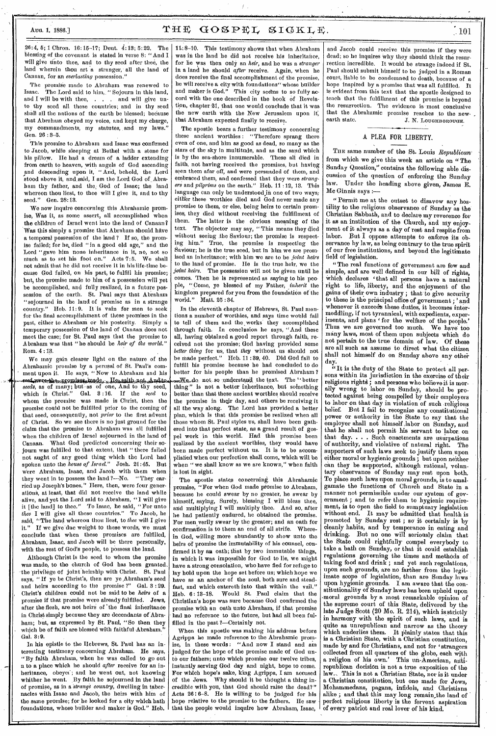26:4, 5; 1 Chron. 16:15-17; Deut. 4:13; 5:22. The blessing of the covenant is stated in verse 8: "And I will give unto thee, and to thy seed after thee, the land wherein thou art a stranger, all the land of Canaan, for an *everlasting* possession."

The promise made to Abraham was renewed to Isaac. The Lord said to him, "Sojourn in this land, and I will be with thee, . . . and will give unto thy seed all these countries; and in thy seed shall all the nations of the earth be blessed; because that Abraham obeyed my voice, and kept my charge, my commandments, my statutes, and my laws." Gen. 26:3-5.

This promise to Abraham and Isaac was confirmed to Jacob, while sleeping at Bethel with a stone for his pillow. He had a dream of a ladder extending from earth to heaven, with angels of God ascending and descending upon it, "And, behold, the Lord stood above it, and said, I am the Lord God of Abraham thy father, and the God of Isaac; the land whereon thou liest, to thee will I give it, and to thy seed." Gen. 28:13.

We now inquire concerning this Abrahamic promise, Was it, as some assert, all accomplished when the children of Israel went into the land of Canaan? Was this simply a promise that Abraham should have a temporal possession of the land? If so, the promise failed; for he died "in a good old age," and the Lord "gave him none inheritance in it, no, not so much as to set his foot on." Acts 7:5. We shall not admit that he did not receive it in his life-time because God failed, on his part, to fulfill his promise; but, the promise made to him of a possession will yet be accomplished, and fully realized, in a future possession of the earth. St. Paul says that Abraham "sojourned in the land of promise as in a strange country." Heb. 11:9. It is vain for men to seek for the final accomplishment of these promises in the past, either to Abraham or his posterity. Simply a temporary possession of the land of Canaan does not meet the case; for St. Paul says that the promise to Abraham was that "he should be *heir of the world*." Rom. 4:13.

We may gain clearer light on the nature of the Abrahamic promise by a perusal of St. Paul's comment upon it. He says, "Now to Abraham and his seed were the promises made. He saith not, And to seeds, as of many; but as of one, And to thy seed, which is Christ." Gal. 3:16. If the *seed* to whom the promise was made is Christ, then the promise could not be fulfilled prior to the coming of that seed, consequently, not *prior* to the first advent of Christ. So we see there is no just ground for the claim that the promise to Abraham was all fulfilled when the children of Israel sojourned in the land of Canaan. What God predicted concerning their sojourn was fulfilled to that extent, that "there failed not aught of any good thing which the Lord had spoken unto the *house of Israel*." Josh. 21:45. But were Abraham, Isaac, and Jacob with them when they went in to possess the land?—No. "They carried up Joseph's bones." Here, then, were four generations, at least, that did not receive the land while alive, and yet the Lord said to Abraham, "I will give it [the land] to thee." To Isaac, he said, "For unto *thee* I will give all these countries." To Jacob, he said, "The land whereon thou liest, to *thee* will I give it." If we give due weight to these words, we must conclude that when these promises are fulfilled, Abraham, Isaac, and Jacob will be there personally, with the rest of God's people, to possess the land.

Although Christ is the seed to whom the promise was made, to the church of God has been granted the privilege of joint heirship with Christ. St. Paul says, "If ye be Christ's, then are ye Abraham's seed and heirs according to the promise?" Gal. 3:29. Christ's children could not be said to be *heirs* of a promise if that promise were already fulfilled. Jews, after the flesh, are not heirs of the final inheritance in Christ simply because they are decendants of Abraham; but, as expressed by St. Paul, "So then they which be of faith are blessed with faithful Abraham." Gal. 3:9.

In his epistle to the Hebrews, St. Paul has an interesting testimony concerning Abraham. He says, "By faith Abraham, when he was called to go out n to a place which he should *after* receive for an inheritance, obeyed; and he went out, not knowing whither he went. By faith he sojourned in the land of promise, as in a *strange country*, dwelling in tabernacles with Isaac and Jacob, the heirs with him of the same promise; for he looked for a city which hath foundations, whose builder and maker is God." Heb. 11:8-10. This testimony shows that when Abraham was in the land he did not receive his inheritance, for he was then only an *heir*, and he was a *stranger* in a land he should *after* receive. Again, when he does receive the final accomplishment of the promise, he will receive a city with foundations" whose builder and maker is God." This city seems to so fully accord with the one described in the book of Revelation, chapter 21, that one would conclude that it was the new earth with the New Jerusalem upon it, that Abraham expected finally to receive.

The apostle bears a further testimony concerning these ancient worthies: "Therefore sprang there even of one, and him as good as dead, so many as the stars of the sky in multitude, and as the sand which is by the sea-shore innumerable. These all died in faith, not having received the promises, but having seen them afar off, and were persuaded of them, and embraced them, and confessed that they were *strangers* and *pilgrims* on the earth." Heb. 11:12, 13. This language can only be understood in one of two ways; either these worthies died and God never made any promise to them, or else, being heirs to certain promises, they died without receiving the fulfillment of them. The latter is the obvious meaning of the text. The objector may say, "This means they died without seeing the Saviour; the promise is respecting him." True, the promise is respecting the Saviour; he is the true seed, but in him we are promised an inheritance; with him we are to be *joint heirs* to the land of promise. He is the true heir, we the *joint heirs*. The possession will not be given until he comes. Then he is represented as saying to his people, "Come, ye blessed of my Father, *inherit* the kingdom prepared for you from the foundation of the world." Matt. 25:34.

In the eleventh chapter of Hebrews, St. Paul mentions a number of worthies, and says time would fail to tell of them and the works they accomplished through faith. In conclusion he says, "And these all, having obtained a good report through faith, received not the promise; God having provided some *better thing* for us, that *they* without us should not be made perfect." Heb. 11:39, 40. Did God fail to fulfill his promise because he had concluded to do better for his people than he promised Abraham? We do not so understand the text. The "better thing" is not a better inheritance, but something better than that these ancient worthies should receive the promise in their day, and others be receiving it all the way along. The Lord has provided a better plan, which is that this promise be realized when all those whom St. Paul styles us, shall have been gathered into that perfect state, as a grand result of gospel work in this world. Had this promise been realized by the ancient worthies, they would have been made perfect without us. It is to be accomplished when our perfection shall come, which will be when "we shall know as we are known," when faith is lost in sight.

The apostle states concerning this Abrahamic promise, "For when God made promise to Abraham, because he could swear by no greater, he sware by himself, saying, Surely, blessing I will bless thee, and multiplying I will multiply thee. And so, after he had patiently endured, he obtained the promise. For men verily swear by the greater; and an oath for confirmation is to them an end of all strife. Wherein God, willing more abundantly to show unto the heirs of promise the immutability of his counsel, confirmed it by an oath; that by two immutable things, in which it was impossible for God to lie, we might have a strong consolation, who have fled for refuge to lay hold upon the hope set before us; which hope we have as an anchor of the soul, both sure and steadfast, and which entereth into that within the vail." Heb. 6:13-18. Would St. Paul claim that the Christian's hope was sure because God confirmed the promise with an oath unto Abraham, if that promise had no reference to the future, but had all been fulfilled in the past?—Certainly not.

When this apostle was making his address before Agrippa he made reference to the Abrahamic promise, in these words: "And now I stand and am judged for the hope of the promise made of God unto our fathers; unto which promise our twelve tribes, instantly serving God day and night, hope to come. For which hope's sake, king Agrippa, I am accused of the Jews. Why should it be thought a thing incredible with you, that God should raise the dead?" Acts 26:6-8. He is willing to be judged for his hope relative to the promise to the fathers. He saw that the people would inquire how Abraham, Isaac, and Jacob could receive this promise if they were dead; so he inquires why they should think the resurrection incredible. It would be strange indeed if St. Paul should submit himself to be judged in a Roman court, liable to be condemned to death, because of a hope inspired by a promise that was all fulfilled. It is evident from this text that the apostle designed to teach that the fulfillment of this promise is beyond the resurrection. The evidence is most conclusive that the Abrahamic promise reaches to the new earth state.

J. N. LOUGHBOROUGH.

## A PLEA FOR LIBERTY.

THE same number of the St. Louis *Republican* from which we give this week an article on "The Sunday Question," contains the following able discussion of the question of enforcing the Sunday law. Under the heading above given, James E. Mc Ginnis says:—

"Permit me at the outset to disavow any hostility to the religious observance of Sunday as the Christian Sabbath, and to declare my reverence for it as an institution of the Church, and my enjoyment of it always as a day of rest and respite from labor. But I oppose attempts to enforce its observance by law, as being contrary to the true spirit of our free institutions, and beyond the legitimate field of legislation.

"The real functions of government are few and simple, and are well defined in our bill of rights, which declares 'that all persons have a natural right to life, liberty, and the enjoyment of the gains of their own industry; that to give security to these is the principal office of government;' and whenever it exceeds these duties, it becomes intermeddling, if not tyrannical, with expedients, experiments, and plans 'for the welfare of the people.' Thus we are governed too much. We have too many laws, most of them upon subjects which do not pertain to the true domain of law. Of these are all such as assume to direct what the citizen shall not himself do on Sunday above any other day.

"It is the duty of the State to protect all persons within its jurisdiction in the exercise of their religious rights; and persons who believe it is morally wrong to labor on Sunday, should be protected against being compelled by their employers to labor on that day in violation of such religious belief. But I fail to recognize any constitutional power or authority in the State to say that the employer shall not himself labor on Sunday, and that he shall not permit his servant to labor on that day. . . . Such enactments are usurpations of authority, and violative of natural right. The supporters of such laws seek to justify them upon either moral or hygienic grounds; but upon neither can they be supported, although rational, voluntary observance of Sunday may rest upon both. To place such laws upon moral grounds, is to amalgamate the functions of Church and State in a manner not permissible under our system of government; and to refer them to hygienic requirement, is to open the field to sumptuary legislation without end. It may be admitted that health is promoted by Sunday rest; so it certainly is by cleanly habits, and by temperance in eating and drinking. But no one will seriously claim that the State could rightfully compel everybody to take a bath on Sunday, or that it could establish regulations governing the times and methods of taking food and drink; and yet such regulations, upon such grounds, are no farther from the legitimate scope of legislation, than are Sunday laws upon hygienic grounds. I am aware that the constitutionality of Sunday laws has been upheld upon moral grounds by a most remarkable opinion of the supreme court of this State, delivered by the late Judge Scott (20 Mo. R. 214), which is strictly in harmony with the spirit of such laws, and is quite as unrepublican and narrow as the theory which underlies them. It plainly states that this is a Christian State, with a Christian constitution, made by and for Christians, and not for 'strangers collected from all quarters of the globe, each with a religion of his own.' This un-American, antirepublican decision is not a true exposition of the law. This is not a Christian State, nor is it under a Christian constitution, but one made for Jews, Mohammedans, pagans, infidels, and Christians alike; and that this may long remain the land of perfect religious liberty is the fervent aspiration of every patriot and real lover of his kind.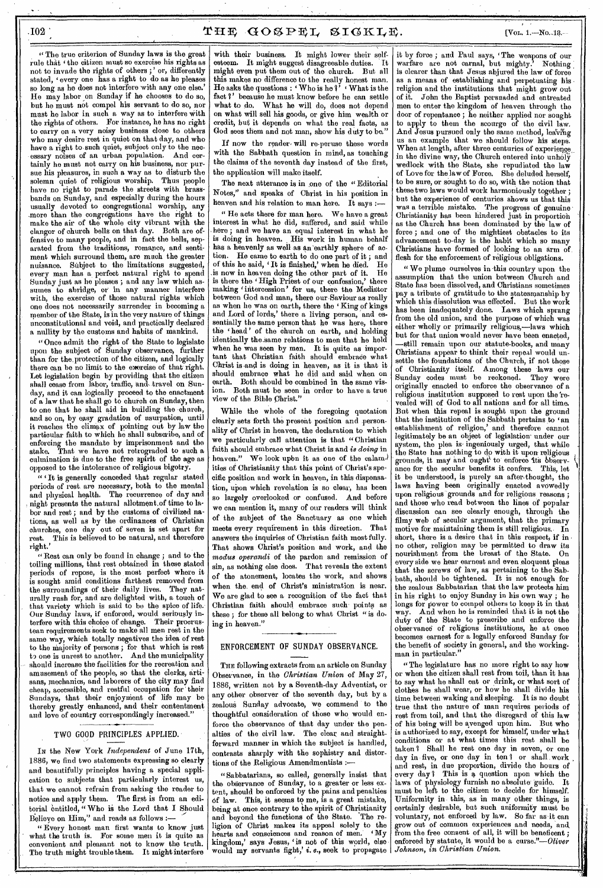"The true criterion of Sunday laws is the great rule that 'the citizen must so exercise his rights as not to invade the rights of others;' or, differently stated, 'every one has a right to do as he pleases so long as he does not interfere with any one else.' He may labor on Sunday if he chooses to do so, but he must not compel his servant to do so, nor must he labor in such a way as to interfere with the rights of others. For instance, he has no right to carry on a very noisy business close to others who may desire rest in quiet on that day, and who have a right to such quiet, subject only to the necessary noises of an urban population. And certainly he must not carry on his business, nor pursue his pleasures, in such a way as to disturb the solemn quiet of religious worship. Thus people have no right to parade the streets with brass-bands on Sunday, and especially during the hours usually devoted to congregational worship, any more than the congregations have the right to make the air of the whole city vibrant with the clangor of church bells on that day. Both are offensive to many people, and in fact the bells, separated from the traditions, romance, and sentiment which surround them, are much the greater nuisance. Subject to the limitations suggested, every man has a perfect natural right to spend Sunday just as he pleases; and any law which assumes to abridge, or in any manner interfere with, the exercise of those natural rights which one does not necessarily surrender in becoming a member of the State, is in the very nature of things unconstitutional and void, and practically declared a nullity by the customs and habits of mankind.

"Once admit the right of the State to legislate upon the subject of Sunday observance, further than for the protection of the citizen, and logically there can be no limit to the exercise of that right. Let legislation begin by providing that the citizen shall cease from labor, traffic, and travel on Sunday, and it can logically proceed to the enactment of a law that he shall go to church on Sunday, then to one that he shall aid in building the church, and so on, by easy gradation of usurpation, until it reaches the climax of pointing out by law the particular faith to which he shall subscribe, and of enforcing the mandate by imprisonment and the stake. That we have not retrograded to such a culmination is due to the free spirit of the age as opposed to the intolerance of religious bigotry.

"'It is generally conceded that regular stated periods of rest are necessary, both to the mental and physical health. The recurrence of day and night presents the natural allotment of time to labor and rest; and by the customs of civilized nations, as well as by the ordinances of Christian churches, one day out of seven is set apart for rest. This is believed to be natural, and therefore right.'

"Rest can only be found in change; and to the toiling millions, that rest obtained in these stated periods of repose, is the most perfect where it is sought amid conditions farthest removed from the surroundings of their daily lives. They naturally rush for, and are delighted with, a touch of that variety which is said to be the spice of life. Our Sunday laws, if enforced, would seriously interfere with this choice of change. Their procrustean requirements seek to make all men rest in the same way, which totally negatives the idea of rest to the majority of persons; for that which is rest to one is unrest to another. And the municipality should increase the facilities for the recreation and amusement of the people, so that the clerks, artisans, mechanics, and laborers of the city may find cheap, accessible, and restful occupation for their Sundays, that their enjoyment of life may be thereby greatly enhanced, and their contentment and love of country correspondingly increased."

## TWO GOOD PRINCIPLES APPLIED.

In the New York *Independent* of June 17th, 1886, we find two statements expressing so clearly and beautifully principles having a special application to subjects that particularly interest us, that we cannot refrain from asking the reader to notice and apply them. The first is from an editorial entitled, "Who is the Lord that I Should Believe on Him," and reads as follows:—

"Every honest man first wants to know just what the truth is. For some men it is quite as convenient and pleasant not to know the truth. The truth might trouble them. It might interfere with their business. It might lower their self-esteem. It might suggest disagreeable duties. It might even put them out of the church. But all this makes no difference to the really honest man. He asks the questions: 'Who is he?' 'What is the fact?' because he must know before he can settle what to do. What he will do, does not depend on what will sell his goods, or give him wealth or credit, but it depends on what the real facts, as God sees them and not man, show his duty to be."

If now the reader will re-peruse these words with the Sabbath question in mind, as touching the claims of the seventh day instead of the first, the application will make itself.

The next utterance is in one of the "Editorial Notes," and speaks of Christ in his position in heaven and his relation to man here. It says:—

"He acts there for man here. We have a great interest in what he did, suffered, and said while here; and we have an equal interest in what he is doing in heaven. His work in human behalf has a heavenly as well as an earthly sphere of action. He came to earth to do one part of it; and of this he said, 'It is finished,' when he died. He is now in heaven doing the other part of it. He is there the 'High Priest of our confession,' there making 'intercession' for us, there the Mediator between God and man, there our Saviour as really as when he was on earth, there the 'King of kings and Lord of lords,' there a living person, and essentially the same person that he was here, there the 'head' of the church on earth, and holding identically the same relations to men that he held when he was seen by men. It is quite as important that Christian faith should embrace what Christ is and is doing in heaven, as it is that it should embrace what he did and said when on earth. Both should be combined in the same vision. Both must be seen in order to have a true view of the Bible Christ."

While the whole of the foregoing quotation clearly sets forth the present position and personality of Christ in heaven, the declaration to which we particularly call attention is that "Christian faith should embrace what Christ is and *is doing* in heaven." We look upon it as one of the calamities of Christianity that this point of Christ's specific position and work in heaven, in this dispensation, upon which revelation is so clear, has been so largely overlooked or confused. And before we can mention it, many of our readers will think of the subject of the Sanctuary as one which meets every requirement in this direction. That answers the inquiries of Christian faith most fully. That shows Christ's position and work, and the *modus operandi* of the pardon and remission of sin, as nothing else does. That reveals the extent of the atonement, locates the work, and shows when the end of Christ's ministration is near. We are glad to see a recognition of the fact that Christian faith should embrace such points as these; for these all belong to what Christ "is doing in heaven."

## ENFORCEMENT OF SUNDAY OBSERVANCE.

The following extracts from an article on Sunday Observance, in the *Christian Union* of May 27, 1886, written not by a Seventh-day Adventist, or any other observer of the seventh day, but by a zealous Sunday advocate, we commend to the thoughtful consideration of those who would enforce the observance of that day under the penalties of the civil law. The clear and straightforward manner in which the subject is handled, contrasts sharply with the sophistry and distortions of the Religious Amendmentists:—

"Sabbatarians, so called, generally insist that the observance of Sunday, to a greater or less extent, should be enforced by the pains and penalties of law. This, it seems to me, is a great mistake, being at once contrary to the spirit of Christianity and beyond the functions of the State. The religion of Christ makes its appeal solely to the hearts and consciences and reason of men. 'My kingdom,' says Jesus, 'is not of this world, else would my servants fight,' *i. e.*, seek to propagate it by force; and Paul says, 'The weapons of our warfare are not carnal, but mighty.' Nothing is clearer than that Jesus abjured the law of force as a means of establishing and perpetuating his religion and the institutions that might grow out of it. John the Baptist persuaded and entreated men to enter the kingdom of heaven through the door of repentance; he neither applied nor sought to apply to them the scourge of the civil law. And Jesus pursued only the same method, leaving us an example that we should follow his steps. When at length, after three centuries of experience in the divine way, the Church entered into unholy wedlock with the State, she repudiated the law of Love for the law of Force. She deluded herself, to be sure, or sought to do so, with the notion that these two laws would work harmoniously together; but the experience of centuries shows us that this was a terrible mistake. The progress of genuine Christianity has been hindered just in proportion as the Church has been dominated by the law of force; and one of the mightiest obstacles to its advancement to-day is the habit which so many Christians have formed of looking to an arm of flesh for the enforcement of religious obligations.

"We plume ourselves in this country upon the assumption that the union between Church and State has been dissolved, and Christians sometimes pay a tribute of gratitude to the statesmanship by which this dissolution was effected. But the work has been inadequately done. Laws which sprang from the old union, and the purpose of which was either wholly or primarily religious,—laws which but for that union would never have been enacted,—still remain upon our statute-books, and many Christians appear to think their repeal would unsettle the foundations of the Church, if not those of Christianity itself. Among these laws our Sunday codes must be reckoned. They were originally enacted to enforce the observance of a religious institution supposed to rest upon the revealed will of God to all nations and for all time. But when this repeal is sought upon the ground that the institution of the Sabbath pertains to 'an establishment of religion,' and therefore cannot legitimately be an object of legislation under our system, the plea is ingeniously urged, that while the State has nothing to do with it upon religious grounds, it may and ought to enforce its observance for the secular benefits it confers. This, let it be understood, is purely an after-thought, the laws having been originally enacted avowedly upon religious grounds and for religious reasons; and those who read between the lines of popular discussion can see clearly enough, through the filmy web of secular argument, that the primary motive for maintaining them is still religious. In short, there is a desire that in this respect, if in no other, religion may be permitted to draw its nourishment from the breast of the State. On every side we hear earnest and even eloquent pleas that the screws of law, as pertaining to the Sabbath, should be tightened. It is not enough for the zealous Sabbatarian that the law protects him in his right to enjoy Sunday in his own way; he longs for power to compel others to keep it in that way. And when he is reminded that it is not the duty of the State to prescribe and enforce the observance of religious institutions, he at once becomes earnest for a legally enforced Sunday for the benefit of society in general, and the workingman in particular."

"The legislature has no more right to say how or when the citizen shall rest from toil, than it has to say what he shall eat or drink, or what sort of clothes he shall wear, or how he shall divide his time between waking and sleeping. It is no doubt true that the nature of man requires periods of rest from toil, and that the disregard of this law of his being will be avenged upon him. But who is authorized to say, except for himself, under what conditions or at what times this rest shall be taken? Shall he rest one day in seven, or one day in five, or one day in ten? or shall work and rest, in due proportion, divide the hours of every day? This is a question upon which the laws of physiology furnish no absolute guide. It must be left to the citizen to decide for himself. Uniformity in this, as in many other things, is certainly desirable, but such uniformity must be voluntary, not enforced by law. So far as it can grow out of common experiences and needs, and from the free consent of all, it will be beneficent; enforced by statute, it would be a curse."—*Oliver Johnson, in Christian Union.*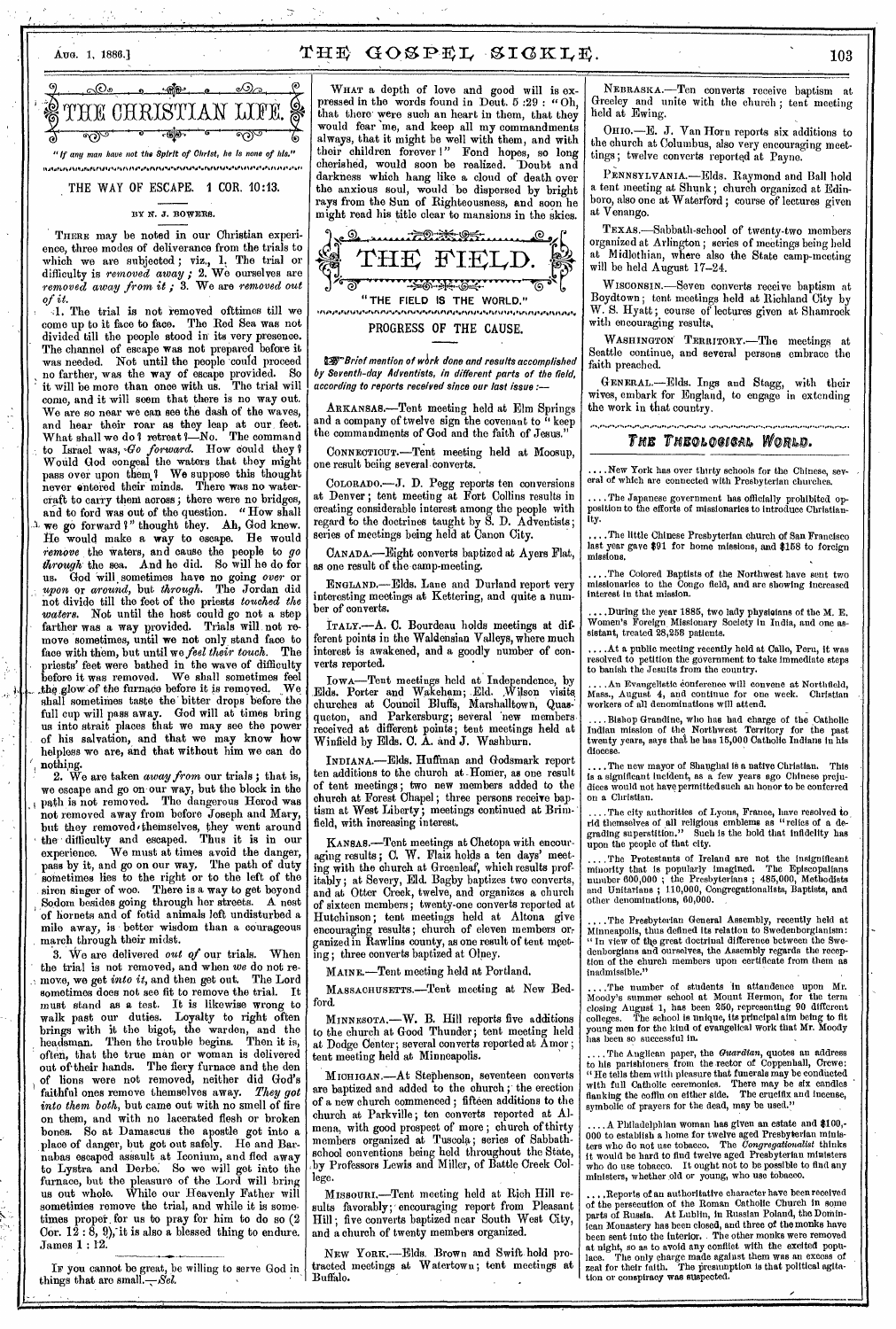# THE CHRISTIAN LIFE.

*"If any man have not the Spirit of Christ, he is none of his."*

## THE WAY OF ESCAPE. 1 COR. 10:13.

BY N. J. BOWERS.

THERE may be noted in our Christian experience, three modes of deliverance from the trials to which we are subjected; viz., 1. The trial or difficulty is *removed away*; 2. We ourselves are *removed away from it*; 3. We are *removed out of it*.

1. The trial is not removed oftimes till we come up to it face to face. The Red Sea was not divided till the people stood in its very presence. The channel of escape was not prepared before it was needed. Not until the people could proceed no farther, was the way of escape provided. So it will be more than once with us. The trial will come, and it will seem that there is no way out. We are so near we can see the dash of the waves, and hear their roar as they leap at our feet. What shall we do? retreat?—No. The command to Israel was, "*Go forward*. How could they? Would God congeal the waters that they might pass over upon them? We suppose this thought never entered their minds. There was no watercraft to carry them across; there were no bridges, and to ford was out of the question. "How shall we go forward?" thought they. Ah, God knew. He would make a way to escape. He would *remove* the waters, and cause the people to go *through* the sea. And he did. So will he do for us. God will sometimes have no going *over* or *upon* or *around*, but *through*. The Jordan did not divide till the feet of the priests *touched the waters*. Not until the host could go not a step farther was a way provided. Trials will not remove sometimes, until we not only stand face to face with them, but until we *feel their touch*. The priests' feet were bathed in the wave of difficulty before it was removed. We shall sometimes feel the glow of the furnace before it is removed. We shall sometimes taste the bitter drops before the full cup will pass away. God will at times bring us into strait places that we may see the power of his salvation, and that we may know how helpless we are, and that without him we can do nothing.

2. We are taken *away from* our trials; that is, we escape and go on our way, but the block in the path is not removed. The dangerous Herod was not removed away from before Joseph and Mary, but they removed themselves, they went around the difficulty and escaped. Thus it is in our experience. We must at times avoid the danger, pass by it, and go on our way. The path of duty sometimes lies to the right or to the left of the siren singer of woe. There is a way to get beyond Sodom besides going through her streets. A nest of hornets and of fetid animals left undisturbed a mile away, is better wisdom than a courageous march through their midst.

3. We are delivered *out of* our trials. When the trial is not removed, and when *we* do not remove, we get *into it*, and then get out. The Lord sometimes does not see fit to remove the trial. It must stand as a test. It is likewise wrong to walk past our duties. Loyalty to right often brings with it the bigot, the warden, and the headsman. Then the trouble begins. Then it is, often, that the true man or woman is delivered out of their hands. The fiery furnace and the den of lions were not removed, neither did God's faithful ones remove themselves away. *They got into them both*, but came out with no smell of fire on them, and with no lacerated flesh or broken bones. So at Damascus the apostle got into a place of danger, but got out safely. He and Barnabas escaped assault at Iconium, and fled away to Lystra and Derbe. So we will get into the furnace, but the pleasure of the Lord will bring us out whole. While our Heavenly Father will sometimes remove the trial, and while it is sometimes proper for us to pray for him to do so (2 Cor. 12:8, 9), it is also a blessed thing to endure. James 1:12.

---

IF you cannot be great, be willing to serve God in things that are small.—*Sel.*

---

WHAT a depth of love and good will is expressed in the words found in Deut. 5:29: "Oh, that there were such an heart in them, that they would fear me, and keep all my commandments always, that it might be well with them, and with their children forever!" Fond hopes, so long cherished, would soon be realized. Doubt and darkness which hang like a cloud of death over the anxious soul, would be dispersed by bright rays from the Sun of Righteousness, and soon he might read his title clear to mansions in the skies.

# THE FIELD.

"THE FIELD IS THE WORLD."

## PROGRESS OF THE CAUSE.

☞*Brief mention of work done and results accomplished by Seventh-day Adventists, in different parts of the field, according to reports received since our last issue:—*

ARKANSAS.—Tent meeting held at Elm Springs and a company of twelve sign the covenant to "keep the commandments of God and the faith of Jesus."

CONNECTICUT.—Tent meeting held at Moosup, one result being several converts.

COLORADO.—J. D. Pegg reports ten conversions at Denver; tent meeting at Fort Collins results in creating considerable interest among the people with regard to the doctrines taught by S. D. Adventists; series of meetings being held at Canon City.

CANADA.—Eight converts baptized at Ayers Flat, as one result of the camp-meeting.

ENGLAND.—Elds. Lane and Durland report very interesting meetings at Kettering, and quite a number of converts.

ITALY.—A. C. Bourdeau holds meetings at different points in the Waldensian Valleys, where much interest is awakened, and a goodly number of converts reported.

IOWA.—Tent meetings held at Independence, by Elds. Porter and Wakeham; Eld. Wilson visits churches at Council Bluffs, Marshalltown, Quasqueton, and Parkersburg; several new members received at different points; tent meetings held at Winfield by Elds. C. A. and J. Washburn.

INDIANA.—Elds. Huffman and Godsmark report ten additions to the church at Homer, as one result of tent meetings; two new members added to the church at Forest Chapel; three persons receive baptism at West Liberty; meetings continued at Brimfield, with increasing interest.

KANSAS.—Tent meetings at Chetopa with encouraging results; C. W. Flaiz holds a ten days' meeting with the church at Greenleaf, which results profitably; at Severy, Eld. Bagby baptizes two converts, and at Otter Creek, twelve, and organizes a church of sixteen members; twenty-one converts reported at Hutchinson; tent meetings held at Altona give encouraging results; church of eleven members organized in Rawlins county, as one result of tent meeting; three converts baptized at Olney.

MAINE.—Tent meeting held at Portland.

MASSACHUSETTS.—Tent meeting at New Bedford.

MINNESOTA.—W. B. Hill reports five additions to the church at Good Thunder; tent meeting held at Dodge Center; several converts reported at Amor; tent meeting held at Minneapolis.

MICHIGAN.—At Stephenson, seventeen converts are baptized and added to the church; the erection of a new church commenced; fifteen additions to the church at Parkville; ten converts reported at Almena, with good prospect of more; church of thirty members organized at Tuscola; series of Sabbath-school conventions being held throughout the State, by Professors Lewis and Miller, of Battle Creek College.

MISSOURI.—Tent meeting held at Rich Hill results favorably; encouraging report from Pleasant Hill; five converts baptized near South West City, and a church of twenty members organized.

NEW YORK.—Elds. Brown and Swift hold protracted meetings at Watertown; tent meetings at Buffalo.

NEBRASKA.—Ten converts receive baptism at Greeley and unite with the church; tent meeting held at Ewing.

OHIO.—E. J. Van Horn reports six additions to the church at Columbus, also very encouraging meetings; twelve converts reported at Payne.

PENNSYLVANIA.—Elds. Raymond and Ball hold a tent meeting at Shunk; church organized at Edinboro, also one at Waterford; course of lectures given at Venango.

TEXAS.—Sabbath-school of twenty-two members organized at Arlington; series of meetings being held at Midlothian, where also the State camp-meeting will be held August 17–24.

WISCONSIN.—Seven converts receive baptism at Boydtown; tent meetings held at Richland City by W. S. Hyatt; course of lectures given at Shamrock with encouraging results.

WASHINGTON TERRITORY.—The meetings at Seattle continue, and several persons embrace the faith preached.

GENERAL.—Elds. Ings and Stagg, with their wives, embark for England, to engage in extending the work in that country.

## THE THEOLOGICAL WORLD.

....New York has over thirty schools for the Chinese, several of which are connected with Presbyterian churches.

....The Japanese government has officially prohibited opposition to the efforts of missionaries to introduce Christianity.

....The little Chinese Presbyterian church of San Francisco last year gave $91 for home missions, and $158 to foreign missions.

....The Colored Baptists of the Northwest have sent two missionaries to the Congo field, and are showing increased interest in that mission.

....During the year 1885, two lady physicians of the M. E. Women's Foreign Missionary Society in India, and one assistant, treated 28,258 patients.

....At a public meeting recently held at Callo, Peru, it was resolved to petition the government to take immediate steps to banish the Jesuits from the country.

....An Evangelistic conference will convene at Northfield, Mass., August 4, and continue for one week. Christian workers of all denominations will attend.

....Bishop Grandine, who has had charge of the Catholic Indian mission of the Northwest Territory for the past twenty years, says that he has 15,000 Catholic Indians in his diocese.

....The new mayor of Shanghai is a native Christian. This is a significant incident, as a few years ago Chinese prejudices would not have permitted such an honor to be conferred on a Christian.

....The city authorities of Lyons, France, have resolved to rid themselves of all religious emblems as "relics of a degrading superstition." Such is the hold that infidelity has upon the people of that city.

....The Protestants of Ireland are not the insignificant minority that is popularly imagined. The Episcopalians number 600,000; the Presbyterians; 485,000, Methodists and Unitarians; 110,000, Congregationalists, Baptists, and other denominations, 60,000.

....The Presbyterian General Assembly, recently held at Minneapolis, thus defined its relation to Swedenborgianism: "In view of the great doctrinal difference between the Swedenborgians and ourselves, the Assembly regards the reception of the church members upon certificate from them as inadmissible."

....The number of students in attendance upon Mr. Moody's summer school at Mount Hermon, for the term closing August 1, has been 250, representing 90 different colleges. The school is unique, its principal aim being to fit young men for the kind of evangelical work that Mr. Moody has been so successful in.

....The Anglican paper, the *Guardian*, quotes an address to his parishioners from the rector of Coppenhall, Crewe: "He tells them with pleasure that funerals may be conducted with full Catholic ceremonies. There may be six candles flanking the coffin on either side. The crucifix and incense, symbolic of prayers for the dead, may be used."

....A Philadelphian woman has given an estate and $100,000 to establish a home for twelve aged Presbyterian ministers who do not use tobacco. The *Congregationalist* thinks it would be hard to find twelve aged Presbyterian ministers who do use tobacco. It ought not to be possible to find any ministers, whether old or young, who use tobacco.

....Reports of an authoritative character have been received of the persecution of the Roman Catholic Church in some parts of Russia. At Lublin, in Russian Poland, the Dominican Monastery has been closed, and three of the monks have been sent into the interior. The other monks were removed at night, so as to avoid any conflict with the excited populace. The only charge made against them was an excess of zeal for their faith. The presumption is that political agitation or conspiracy was suspected.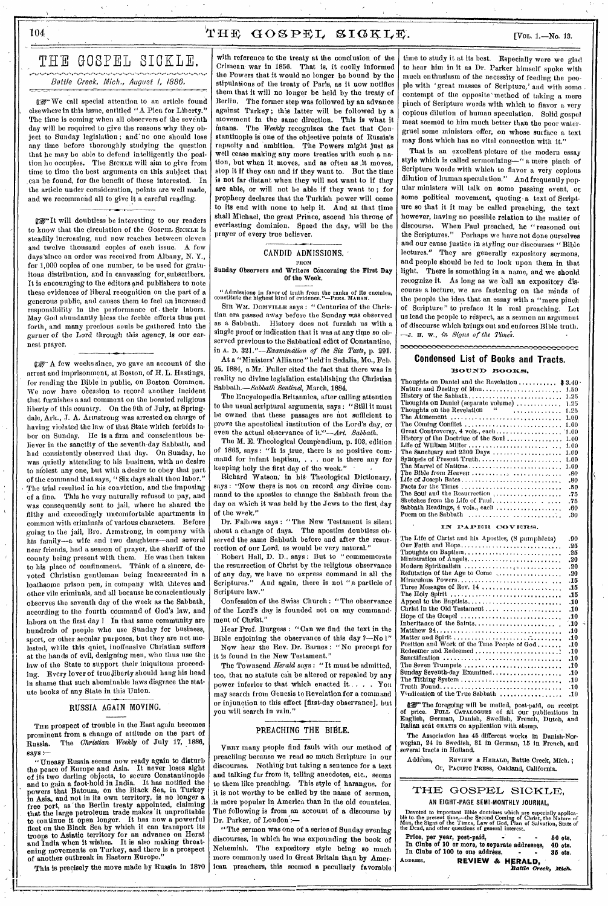# THE GOSPEL SICKLE.

*Battle Creek, Mich., August 1, 1886.*

☞ We call special attention to an article found elsewhere in this issue, entitled "A Plea for Liberty." The time is coming when all observers of the seventh day will be required to give the reasons why they object to Sunday legislation; and no one should lose any time before thoroughly studying the question that he may be able to defend intelligently the position he occupies. The SICKLE will aim to give from time to time the best arguments on this subject that can be found, for the benefit of those interested. In the article under consideration, points are well made, and we recommend all to give it a careful reading.

☞ It will doubtless be interesting to our readers to know that the circulation of the GOSPEL SICKLE is steadily increasing, and now reaches between eleven and twelve thousand copies of each issue. A few days since an order was received from Albany, N. Y., for 1,000 copies of one number, to be used for gratuitous distribution, and in canvassing for subscribers. It is encouraging to the editors and publishers to note these evidences of liberal recognition on the part of a generous public, and causes them to feel an increased responsibility in the performance of their labors. May God abundantly bless the feeble efforts thus put forth, and many precious souls be gathered into the garner of the Lord through this agency, is our earnest prayer.

☞ A few weeks since, we gave an account of the arrest and imprisonment, at Boston, of H. L. Hastings, for reading the Bible in public, on Boston Common. We now have occasion to record another incident that furnishes a sad comment on the boasted religious liberty of this country. On the 9th of July, at Springdale, Ark., J. A. Armstrong was arrested on charge of having violated the law of that State which forbids labor on Sunday. He is a firm and conscientious believer in the sanctity of the seventh-day Sabbath, and had consistently observed that day. On Sunday, he was quietly attending to his business, with no desire to molest any one, but with a desire to obey that part of the command that says, "Six days shalt thou labor." The trial resulted in his conviction, and the imposing of a fine. This he very naturally refused to pay, and was consequently sent to jail, where he shared the filthy and exceedingly uncomfortable apartments in common with criminals of various characters. Before going to the jail, Bro. Armstrong, in company with his family—a wife and two daughters—and several near friends, had a season of prayer, the sheriff of the county being present with them. He was then taken to his place of confinement. Think of a sincere, devoted Christian gentleman being incarcerated in a loathsome prison pen, in company with thieves and other vile criminals, and all because he conscientiously observes the seventh day of the week as the Sabbath, according to the fourth command of God's law, and labors on the first day! In that same community are hundreds of people who use Sunday for business, sport, or other secular purposes, but they are not molested, while this quiet, inoffensive Christian suffers at the hands of evil, designing men, who thus use the law of the State to support their iniquitous proceeding. Every lover of true liberty should hang his head in shame that such abominable laws disgrace the statute books of any State in this Union.

## RUSSIA AGAIN MOVING.

THE prospect of trouble in the East again becomes prominent from a change of attitude on the part of Russia. The *Christian Weekly* of July 17, 1886, says:—

"Uneasy Russia seems now ready again to disturb the peace of Europe and Asia. It never loses sight of its two darling objects, to secure Constantinople and to gain a foot-hold in India. It has notified the powers that Batoum, on the Black Sea, in Turkey in Asia, and not in its own territory, is no longer a free port, as the Berlin treaty appointed, claiming that the large petroleum trade makes it unprofitable to continue it open longer. It has now a powerful fleet on the Black Sea by which it can transport its troops to Asiatic territory for an advance on Herat and India when it wishes. It is also making threatening movements on Turkey, and there is a prospect of another outbreak in Eastern Europe."

This is precisely the move made by Russia in 1870 with reference to the treaty at the conclusion of the Crimean war in 1856. That is, it coolly informed the Powers that it would no longer be bound by the stipulations of the treaty of Paris, as it now notifies them that it will no longer be held by the treaty of Berlin. The former step was followed by an advance against Turkey; this latter will be followed by a movement in the same direction. This is what it means. The *Weekly* recognizes the fact that Constantinople is one of the objective points of Russia's rapacity and ambition. The Powers might just as well cease making any more treaties with such a nation, but when it moves, and as often as it moves, stop it if they can and if they want to. But the time is not far distant when they will not want to if they are able, or will not be able if they want to; for prophecy declares that the Turkish power will come to its end with none to help it. And at that time shall Michael, the great Prince, ascend his throne of everlasting dominion. Speed the day, will be the prayer of every true believer.

## CANDID ADMISSIONS.

FROM

### Sunday Observers and Writers Concerning the First Day Of the Week.

"Admissions in favor of truth from the ranks of its enemies, constitute the highest kind of evidence."—PRES. MAHAN.

SIR WM. DOMVILLE says: "Centuries of the Christian era passed away before the Sunday was observed as a Sabbath. History does not furnish us with a single proof or indication that it was at any time so observed previous to the Sabbatical edict of Constantine, in A. D. 321."—*Examination of the Six Texts*, p. 291.

At a "Ministers' Alliance" held in Sedalia, Mo., Feb. 25, 1884, a Mr. Fuller cited the fact that there was in reality no divine legislation establishing the Christian Sabbath.—*Sabbath Sentinel*, March, 1884.

The Encyclopedia Britannica, after calling attention to the usual scriptural arguments, says: "Still it must be owned that these passages are not sufficient to prove the apostolical institution of the Lord's day, or even the actual observance of it."—*Art. Sabbath.*

The M. E. Theological Compendium, p. 103, edition of 1865, says: "It is true, there is no positive command for infant baptism, . . . nor is there any for keeping holy the first day of the week."

Richard Watson, in his Theological Dictionary, says: "Now there is not on record *any* divine command to the apostles to change the Sabbath from the day on which it was held by the Jews to the first day of the week."

Dr. Fallows says: "The New Testament is silent about a change of days. The apostles doubtless observed the same Sabbath before and after the resurrection of our Lord, as would be very natural."

Robert Hall, D. D., says: But to "commemorate the resurrection of Christ by the religious observance of any day, we have no express command in all the Scriptures." And again, there is not "a particle of Scripture law."

Confession of the Swiss Church: "The observance of the Lord's day is founded not on any commandment of Christ."

Hear Prof. Burgess: "Can we find the text in the Bible enjoining the observance of this day?—No!"

Now hear the Rev. Dr. Barnes: "No precept for it is found in the New Testament."

The Townsend *Herald* says: "It must be admitted, too, that no statute can be altered or repealed by any power inferior to that which enacted it. . . . You may search from Genesis to Revelation for a command or injunction to this effect [first-day observance], but you will search in vain."

## PREACHING THE BIBLE.

VERY many people find fault with our method of preaching because we read so much Scripture in our discourses. Nothing but taking a sentence for a text and talking far from it, telling anecdotes, etc., seems to them like preaching. This style of harangue, for it is not worthy to be called by the name of sermon, is more popular in America than in the old countries. The following is from an account of a discourse by Dr. Parker, of London:—

"The sermon was one of a series of Sunday evening discourses, in which he was expounding the book of Nehemiah. The expository style being so much more commonly used in Great Britain than by American preachers, this seemed a peculiarly favorable time to study it at its best. Especially were we glad to hear him in it as Dr. Parker himself spoke with much enthusiasm of the necessity of feeding the people with 'great masses of Scripture,' and with some contempt of the opposite method of taking a mere pinch of Scripture words with which to flavor a very copious dilution of human speculation. Solid gospel meat seemed to him much better than the poor water-gruel some ministers offer, on whose surface a text may float which has no vital connection with it."

That is an excellent picture of the modern essay style which is called sermonizing—"a mere pinch of Scripture words with which to flavor a very copious dilution of human speculation." And frequently popular ministers will talk on some passing event, or some political movement, quoting a text of Scripture so that it it may be called preaching, the text however, having no possible relation to the matter of discourse. When Paul preached, he "reasoned out the Scriptures." Perhaps we have not done ourselves and our cause justice in styling our discourses "Bible lectures." They are generally expository sermons, and people should be led to look upon them in that light. There is something in a name, and we should recognize it. As long as we call an expository discourse a lecture, we are fastening on the minds of the people the idea that an essay with a "mere pinch of Scripture" to preface it is real preaching. Let us lead the people to respect, as a sermon an argument of discourse which brings out and enforces Bible truth. —J. H. W., *in Signs of the Times.*

## Condensed List of Books and Tracts.

### BOUND BOOKS.

| | |
|---|---|
| Thoughts on Daniel and the Revelation | $3.40 |
| Nature and Destiny of Man | 1.50 |
| History of the Sabbath | 1.25 |
| Thoughts on Daniel (separate volume) | 1.25 |
| Thoughts on the Revelation " | 1.25 |
| The Atonement | 1.00 |
| The Coming Conflict | 1.00 |
| Great Controversy, 4 vols., each | 1.00 |
| History of the Doctrine of the Soul | 1.00 |
| Life of William Miller | 1.00 |
| The Sanctuary and 2300 Days | 1.00 |
| Synopsis of Present Truth | 1.00 |
| The Marvel of Nations | 1.00 |
| The Bible from Heaven | .80 |
| Life of Joseph Bates | .80 |
| Facts for the Times | .50 |
| The Soul and the Resurrection | .75 |
| Sketches from the Life of Paul | .75 |
| Sabbath Readings, 4 vols., each | .60 |
| Poem on the Sabbath | .30 |

### IN PAPER COVERS.

| | |
|---|---|
| The Life of Christ and his Apostles, (8 pamphlets) | .90 |
| Our Faith and Hope | .25 |
| Thoughts on Baptism | .25 |
| Ministration of Angels | .20 |
| Modern Spiritualism | .20 |
| Refutation of the Age to Come | .20 |
| Miraculous Powers | .15 |
| Three Messages of Rev. 14 | .15 |
| The Holy Spirit | .15 |
| Appeal to the Baptists | .10 |
| Christ in the Old Testament | .10 |
| Hope of the Gospel | .10 |
| Inheritance of the Saints | .10 |
| Matthew 24 | .10 |
| Matter and Spirit | .10 |
| Position and Work of the True People of God | .10 |
| Redeemer and Redeemed | .10 |
| Sanctification | .10 |
| The Seven Trumpets | .10 |
| Sunday Seventh-day Examined | .10 |
| The Tithing System | .10 |
| Truth Found | .10 |
| Vindication of the True Sabbath | .10 |

☞ The foregoing will be mailed, post-paid, on receipt of price. FULL CATALOGUES of all our publications in English, German, Danish, Swedish, French, Dutch, and Italian sent GRATIS on application with stamp.

The Association has 45 different works in Danish-Norwegian, 24 in Swedish, 31 in German, 15 in French, and several tracts in Holland.

Address, REVIEW & HERALD, Battle Creek, Mich.;
Or, PACIFIC PRESS, Oakland, California.

## THE GOSPEL SICKLE,

### AN EIGHT-PAGE SEMI-MONTHLY JOURNAL,

Devoted to important Bible doctrines which are especially applicable to the present time,—the Second Coming of Christ, the Nature of Man, the Signs of the Times, Law of God, Plan of Salvation, State of the Dead, and other questions of general interest.

| | |
|---|---|
| Price, per year, post-paid, | 50 cts. |
| In Clubs of 10 or more, to separate addresses, | 40 cts. |
| In Clubs of 100 to one address, | 35 cts. |

ADDRESS, **REVIEW & HERALD,** *Battle Creek, Mich.*